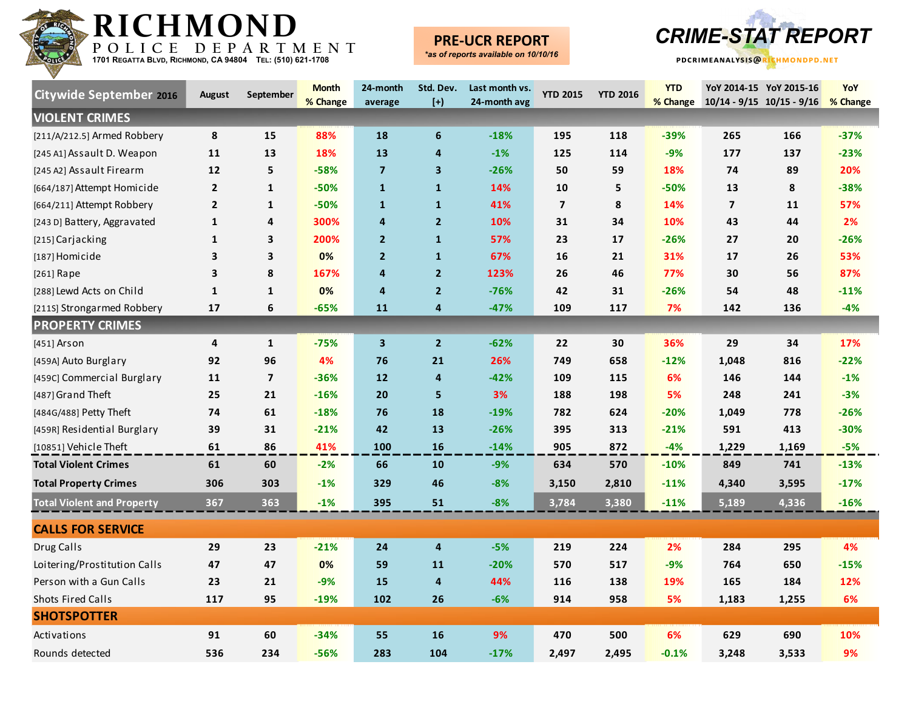# RICHMOND POLICE DEPARTMENT

1701 Regatta Blvd, Richmond, CA 94804 Tel: (510) 621-1708

**PRE-UCR REPORT**
*\*as of reports available on 10/10/16*

**CRIME-STAT REPORT**

PDCRIMEANALYSIS@RICHMONDPD.NET

| Citywide September 2016 | August | September | Month % Change | 24-month average | Std. Dev. [+] | Last month vs. 24-month avg | YTD 2015 | YTD 2016 | YTD % Change | YoY 2014-15 10/14 - 9/15 | YoY 2015-16 10/15 - 9/16 | YoY % Change |
|---|---|---|---|---|---|---|---|---|---|---|---|---|
| **VIOLENT CRIMES** | | | | | | | | | | | | |
| [211/A/212.5] Armed Robbery | 8 | 15 | 88% | 18 | 6 | -18% | 195 | 118 | -39% | 265 | 166 | -37% |
| [245 A1] Assault D. Weapon | 11 | 13 | 18% | 13 | 4 | -1% | 125 | 114 | -9% | 177 | 137 | -23% |
| [245 A2] Assault Firearm | 12 | 5 | -58% | 7 | 3 | -26% | 50 | 59 | 18% | 74 | 89 | 20% |
| [664/187] Attempt Homicide | 2 | 1 | -50% | 1 | 1 | 14% | 10 | 5 | -50% | 13 | 8 | -38% |
| [664/211] Attempt Robbery | 2 | 1 | -50% | 1 | 1 | 41% | 7 | 8 | 14% | 7 | 11 | 57% |
| [243 D] Battery, Aggravated | 1 | 4 | 300% | 4 | 2 | 10% | 31 | 34 | 10% | 43 | 44 | 2% |
| [215] Carjacking | 1 | 3 | 200% | 2 | 1 | 57% | 23 | 17 | -26% | 27 | 20 | -26% |
| [187] Homicide | 3 | 3 | 0% | 2 | 1 | 67% | 16 | 21 | 31% | 17 | 26 | 53% |
| [261] Rape | 3 | 8 | 167% | 4 | 2 | 123% | 26 | 46 | 77% | 30 | 56 | 87% |
| [288] Lewd Acts on Child | 1 | 1 | 0% | 4 | 2 | -76% | 42 | 31 | -26% | 54 | 48 | -11% |
| [211S] Strongarmed Robbery | 17 | 6 | -65% | 11 | 4 | -47% | 109 | 117 | 7% | 142 | 136 | -4% |
| **PROPERTY CRIMES** | | | | | | | | | | | | |
| [451] Arson | 4 | 1 | -75% | 3 | 2 | -62% | 22 | 30 | 36% | 29 | 34 | 17% |
| [459A] Auto Burglary | 92 | 96 | 4% | 76 | 21 | 26% | 749 | 658 | -12% | 1,048 | 816 | -22% |
| [459C] Commercial Burglary | 11 | 7 | -36% | 12 | 4 | -42% | 109 | 115 | 6% | 146 | 144 | -1% |
| [487] Grand Theft | 25 | 21 | -16% | 20 | 5 | 3% | 188 | 198 | 5% | 248 | 241 | -3% |
| [484G/488] Petty Theft | 74 | 61 | -18% | 76 | 18 | -19% | 782 | 624 | -20% | 1,049 | 778 | -26% |
| [459R] Residential Burglary | 39 | 31 | -21% | 42 | 13 | -26% | 395 | 313 | -21% | 591 | 413 | -30% |
| [10851] Vehicle Theft | 61 | 86 | 41% | 100 | 16 | -14% | 905 | 872 | -4% | 1,229 | 1,169 | -5% |
| **Total Violent Crimes** | 61 | 60 | -2% | 66 | 10 | -9% | 634 | 570 | -10% | 849 | 741 | -13% |
| **Total Property Crimes** | 306 | 303 | -1% | 329 | 46 | -8% | 3,150 | 2,810 | -11% | 4,340 | 3,595 | -17% |
| **Total Violent and Property** | 367 | 363 | -1% | 395 | 51 | -8% | 3,784 | 3,380 | -11% | 5,189 | 4,336 | -16% |
| **CALLS FOR SERVICE** | | | | | | | | | | | | |
| Drug Calls | 29 | 23 | -21% | 24 | 4 | -5% | 219 | 224 | 2% | 284 | 295 | 4% |
| Loitering/Prostitution Calls | 47 | 47 | 0% | 59 | 11 | -20% | 570 | 517 | -9% | 764 | 650 | -15% |
| Person with a Gun Calls | 23 | 21 | -9% | 15 | 4 | 44% | 116 | 138 | 19% | 165 | 184 | 12% |
| Shots Fired Calls | 117 | 95 | -19% | 102 | 26 | -6% | 914 | 958 | 5% | 1,183 | 1,255 | 6% |
| **SHOTSPOTTER** | | | | | | | | | | | | |
| Activations | 91 | 60 | -34% | 55 | 16 | 9% | 470 | 500 | 6% | 629 | 690 | 10% |
| Rounds detected | 536 | 234 | -56% | 283 | 104 | -17% | 2,497 | 2,495 | -0.1% | 3,248 | 3,533 | 9% |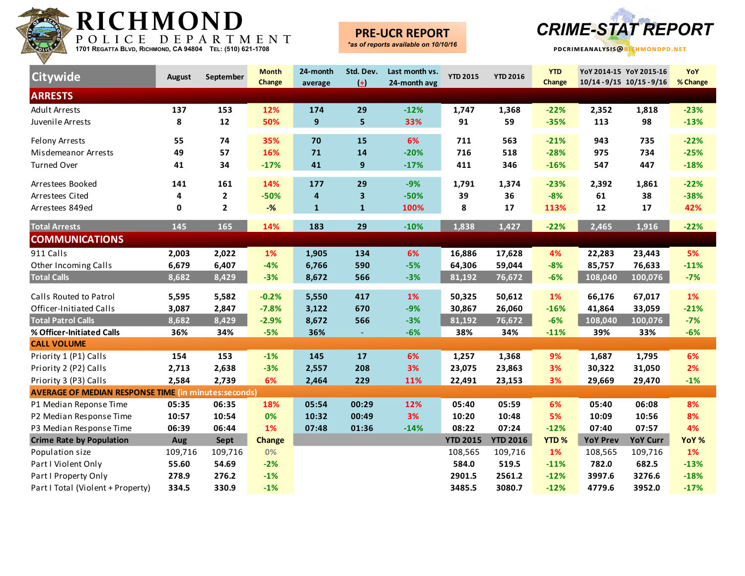# RICHMOND POLICE DEPARTMENT

1701 Regatta Blvd, Richmond, CA 94804 Tel: (510) 621-1708

**PRE-UCR REPORT**
*as of reports available on 10/10/16*

**CRIME-STAT REPORT**

PDCRIMEANALYSIS@RICHMONDPD.NET

| Citywide | August | September | Month Change | 24-month average | Std. Dev. (+) | Last month vs. 24-month avg | YTD 2015 | YTD 2016 | YTD Change | YoY 2014-15 10/14 - 9/15 | YoY 2015-16 10/15 - 9/16 | YoY % Change |
|---|---|---|---|---|---|---|---|---|---|---|---|---|
| **ARRESTS** | | | | | | | | | | | | |
| Adult Arrests | 137 | 153 | 12% | 174 | 29 | -12% | 1,747 | 1,368 | -22% | 2,352 | 1,818 | -23% |
| Juvenile Arrests | 8 | 12 | 50% | 9 | 5 | 33% | 91 | 59 | -35% | 113 | 98 | -13% |
| Felony Arrests | 55 | 74 | 35% | 70 | 15 | 6% | 711 | 563 | -21% | 943 | 735 | -22% |
| Misdemeanor Arrests | 49 | 57 | 16% | 71 | 14 | -20% | 716 | 518 | -28% | 975 | 734 | -25% |
| Turned Over | 41 | 34 | -17% | 41 | 9 | -17% | 411 | 346 | -16% | 547 | 447 | -18% |
| Arrestees Booked | 141 | 161 | 14% | 177 | 29 | -9% | 1,791 | 1,374 | -23% | 2,392 | 1,861 | -22% |
| Arrestees Cited | 4 | 2 | -50% | 4 | 3 | -50% | 39 | 36 | -8% | 61 | 38 | -38% |
| Arrestees 849ed | 0 | 2 | -% | 1 | 1 | 100% | 8 | 17 | 113% | 12 | 17 | 42% |
| **Total Arrests** | 145 | 165 | 14% | 183 | 29 | -10% | 1,838 | 1,427 | -22% | 2,465 | 1,916 | -22% |
| **COMMUNICATIONS** | | | | | | | | | | | | |
| 911 Calls | 2,003 | 2,022 | 1% | 1,905 | 134 | 6% | 16,886 | 17,628 | 4% | 22,283 | 23,443 | 5% |
| Other Incoming Calls | 6,679 | 6,407 | -4% | 6,766 | 590 | -5% | 64,306 | 59,044 | -8% | 85,757 | 76,633 | -11% |
| **Total Calls** | 8,682 | 8,429 | -3% | 8,672 | 566 | -3% | 81,192 | 76,672 | -6% | 108,040 | 100,076 | -7% |
| Calls Routed to Patrol | 5,595 | 5,582 | -0.2% | 5,550 | 417 | 1% | 50,325 | 50,612 | 1% | 66,176 | 67,017 | 1% |
| Officer-Initiated Calls | 3,087 | 2,847 | -7.8% | 3,122 | 670 | -9% | 30,867 | 26,060 | -16% | 41,864 | 33,059 | -21% |
| **Total Patrol Calls** | 8,682 | 8,429 | -2.9% | 8,672 | 566 | -3% | 81,192 | 76,672 | -6% | 108,040 | 100,076 | -7% |
| **% Officer-Initiated Calls** | 36% | 34% | -5% | 36% | - | -6% | 38% | 34% | -11% | 39% | 33% | -6% |
| **CALL VOLUME** | | | | | | | | | | | | |
| Priority 1 (P1) Calls | 154 | 153 | -1% | 145 | 17 | 6% | 1,257 | 1,368 | 9% | 1,687 | 1,795 | 6% |
| Priority 2 (P2) Calls | 2,713 | 2,638 | -3% | 2,557 | 208 | 3% | 23,075 | 23,863 | 3% | 30,322 | 31,050 | 2% |
| Priority 3 (P3) Calls | 2,584 | 2,739 | 6% | 2,464 | 229 | 11% | 22,491 | 23,153 | 3% | 29,669 | 29,470 | -1% |
| **AVERAGE OF MEDIAN RESPONSE TIME (in minutes:seconds)** | | | | | | | | | | | | |
| P1 Median Reponse Time | 05:35 | 06:35 | 18% | 05:54 | 00:29 | 12% | 05:40 | 05:59 | 6% | 05:40 | 06:08 | 8% |
| P2 Median Response Time | 10:57 | 10:54 | 0% | 10:32 | 00:49 | 3% | 10:20 | 10:48 | 5% | 10:09 | 10:56 | 8% |
| P3 Median Response Time | 06:39 | 06:44 | 1% | 07:48 | 01:36 | -14% | 08:22 | 07:24 | -12% | 07:40 | 07:57 | 4% |
| **Crime Rate by Population** | **Aug** | **Sept** | **Change** | | | | **YTD 2015** | **YTD 2016** | **YTD %** | **YoY Prev** | **YoY Curr** | **YoY %** |
| Population size | 109,716 | 109,716 | 0% | | | | 108,565 | 109,716 | 1% | 108,565 | 109,716 | 1% |
| Part I Violent Only | 55.60 | 54.69 | -2% | | | | 584.0 | 519.5 | -11% | 782.0 | 682.5 | -13% |
| Part I Property Only | 278.9 | 276.2 | -1% | | | | 2901.5 | 2561.2 | -12% | 3997.6 | 3276.6 | -18% |
| Part I Total (Violent + Property) | 334.5 | 330.9 | -1% | | | | 3485.5 | 3080.7 | -12% | 4779.6 | 3952.0 | -17% |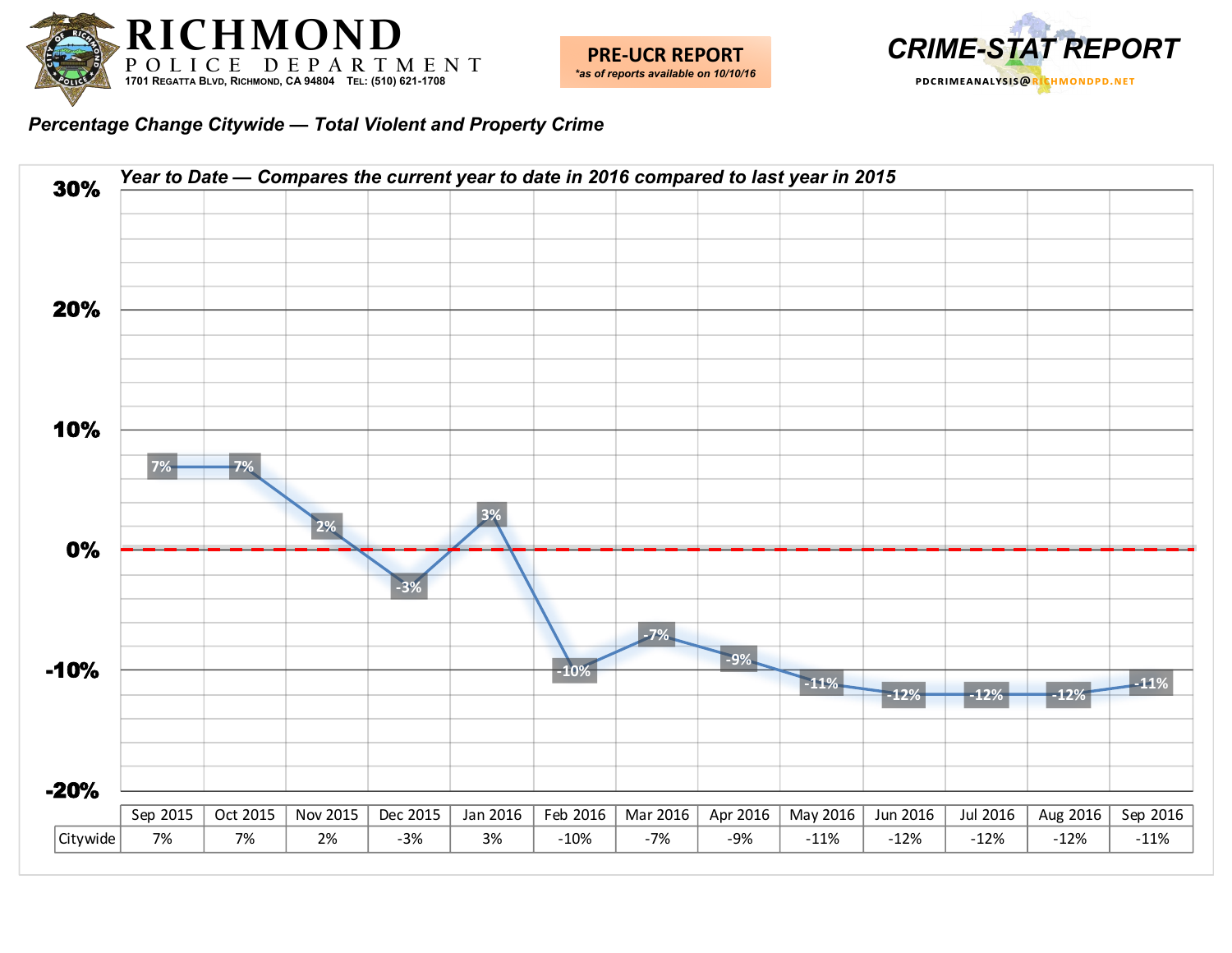# RICHMOND POLICE DEPARTMENT

1701 Regatta Blvd, Richmond, CA 94804 Tel: (510) 621-1708

**PRE-UCR REPORT**
*\*as of reports available on 10/10/16*

**CRIME-STAT REPORT**

PDCRIMEANALYSIS@RICHMONDPD.NET

## *Percentage Change Citywide — Total Violent and Property Crime*

### *Year to Date — Compares the current year to date in 2016 compared to last year in 2015*

| | Sep 2015 | Oct 2015 | Nov 2015 | Dec 2015 | Jan 2016 | Feb 2016 | Mar 2016 | Apr 2016 | May 2016 | Jun 2016 | Jul 2016 | Aug 2016 | Sep 2016 |
|---|---|---|---|---|---|---|---|---|---|---|---|---|---|
| Citywide | 7% | 7% | 2% | -3% | 3% | -10% | -7% | -9% | -11% | -12% | -12% | -12% | -11% |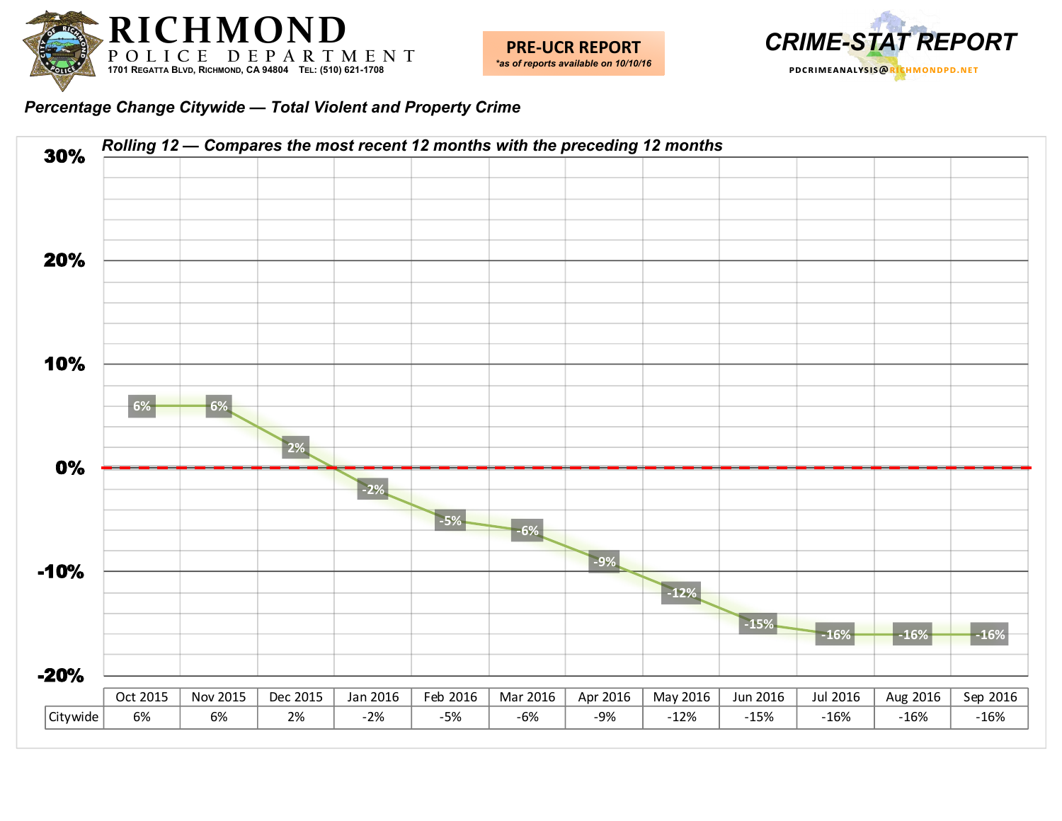# RICHMOND POLICE DEPARTMENT

1701 Regatta Blvd, Richmond, CA 94804 Tel: (510) 621-1708

**PRE-UCR REPORT**
*\*as of reports available on 10/10/16*

**CRIME-STAT REPORT**
PDCRIMEANALYSIS@RICHMONDPD.NET

***Percentage Change Citywide — Total Violent and Property Crime***

***Rolling 12 — Compares the most recent 12 months with the preceding 12 months***

| | Oct 2015 | Nov 2015 | Dec 2015 | Jan 2016 | Feb 2016 | Mar 2016 | Apr 2016 | May 2016 | Jun 2016 | Jul 2016 | Aug 2016 | Sep 2016 |
|---|---|---|---|---|---|---|---|---|---|---|---|---|
| Citywide | 6% | 6% | 2% | -2% | -5% | -6% | -9% | -12% | -15% | -16% | -16% | -16% |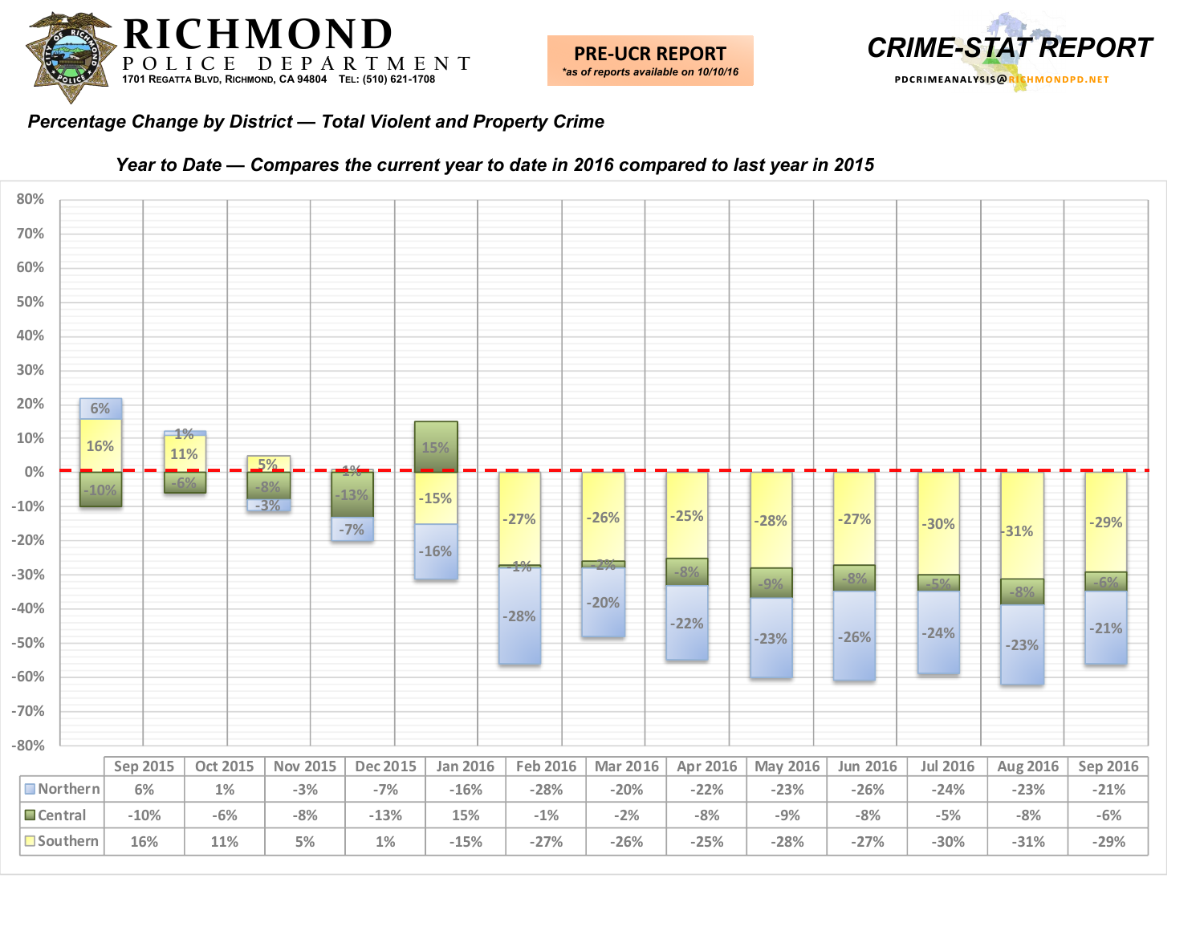# RICHMOND POLICE DEPARTMENT

1701 Regatta Blvd, Richmond, CA 94804 Tel: (510) 621-1708

**PRE-UCR REPORT**
*\*as of reports available on 10/10/16*

**CRIME-STAT REPORT**

PDCRIMEANALYSIS@RICHMONDPD.NET

## *Percentage Change by District — Total Violent and Property Crime*

### *Year to Date — Compares the current year to date in 2016 compared to last year in 2015*

| | Sep 2015 | Oct 2015 | Nov 2015 | Dec 2015 | Jan 2016 | Feb 2016 | Mar 2016 | Apr 2016 | May 2016 | Jun 2016 | Jul 2016 | Aug 2016 | Sep 2016 |
|---|---|---|---|---|---|---|---|---|---|---|---|---|---|
| Northern | 6% | 1% | -3% | -7% | -16% | -28% | -20% | -22% | -23% | -26% | -24% | -23% | -21% |
| Central | -10% | -6% | -8% | -13% | 15% | -1% | -2% | -8% | -9% | -8% | -5% | -8% | -6% |
| Southern | 16% | 11% | 5% | 1% | -15% | -27% | -26% | -25% | -28% | -27% | -30% | -31% | -29% |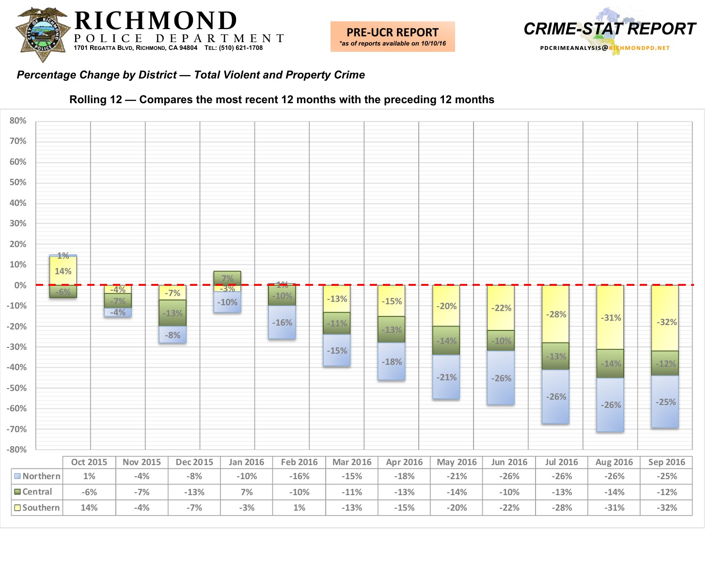# RICHMOND POLICE DEPARTMENT

1701 Regatta Blvd, Richmond, CA 94804 Tel: (510) 621-1708

**PRE-UCR REPORT**
*as of reports available on 10/10/16*

**CRIME-STAT REPORT**
PDCRIMEANALYSIS@RICHMONDPD.NET

## *Percentage Change by District — Total Violent and Property Crime*

### Rolling 12 — Compares the most recent 12 months with the preceding 12 months

| | Oct 2015 | Nov 2015 | Dec 2015 | Jan 2016 | Feb 2016 | Mar 2016 | Apr 2016 | May 2016 | Jun 2016 | Jul 2016 | Aug 2016 | Sep 2016 |
|---|---|---|---|---|---|---|---|---|---|---|---|---|
| Northern | 1% | -4% | -8% | -10% | -16% | -15% | -18% | -21% | -26% | -26% | -26% | -25% |
| Central | -6% | -7% | -13% | 7% | -10% | -11% | -13% | -14% | -10% | -13% | -14% | -12% |
| Southern | 14% | -4% | -7% | -3% | 1% | -13% | -15% | -20% | -22% | -28% | -31% | -32% |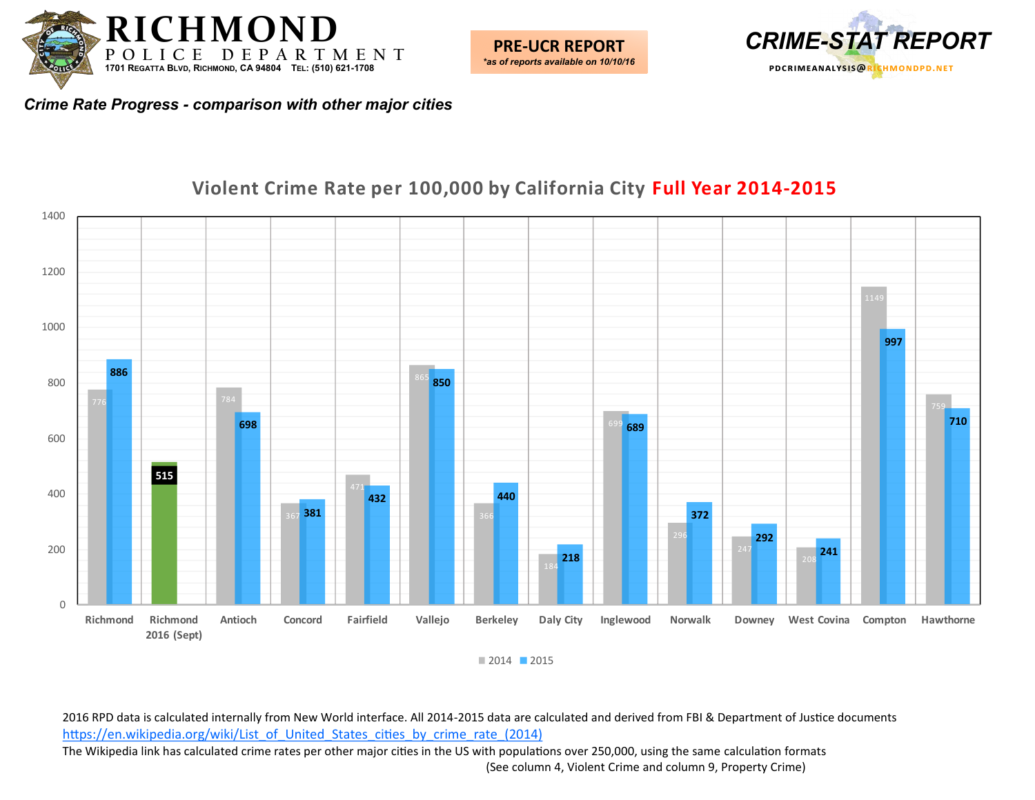# RICHMOND POLICE DEPARTMENT

1701 Regatta Blvd, Richmond, CA 94804 Tel: (510) 621-1708

**PRE-UCR REPORT**
*as of reports available on 10/10/16*

**CRIME-STAT REPORT**

PDCRIMEANALYSIS@RICHMONDPD.NET

***Crime Rate Progress - comparison with other major cities***

## Violent Crime Rate per 100,000 by California City Full Year 2014-2015

| City | 2014 | 2015 |
|---|---|---|
| Richmond | 776 | 886 |
| Richmond 2016 (Sept) | 515 | |
| Antioch | 784 | 698 |
| Concord | 367 | 381 |
| Fairfield | 471 | 432 |
| Vallejo | 865 | 850 |
| Berkeley | 366 | 440 |
| Daly City | 184 | 218 |
| Inglewood | 699 | 689 |
| Norwalk | 296 | 372 |
| Downey | 247 | 292 |
| West Covina | 208 | 241 |
| Compton | 1149 | 997 |
| Hawthorne | 759 | 710 |

2016 RPD data is calculated internally from New World interface. All 2014-2015 data are calculated and derived from FBI & Department of Justice documents
https://en.wikipedia.org/wiki/List_of_United_States_cities_by_crime_rate_(2014)
The Wikipedia link has calculated crime rates per other major cities in the US with populations over 250,000, using the same calculation formats
(See column 4, Violent Crime and column 9, Property Crime)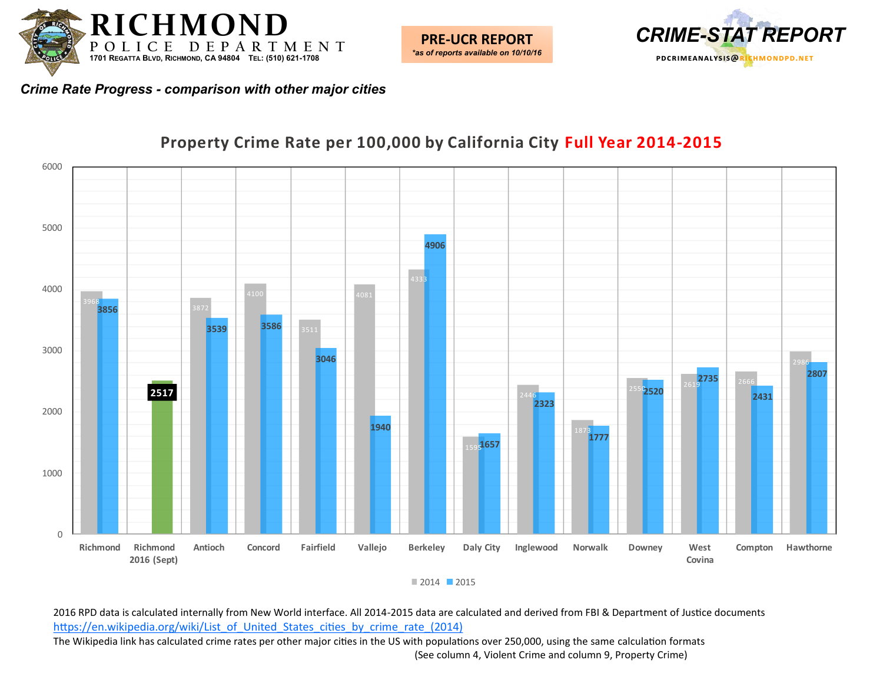# RICHMOND POLICE DEPARTMENT

1701 Regatta Blvd, Richmond, CA 94804 Tel: (510) 621-1708

**PRE-UCR REPORT**
*\*as of reports available on 10/10/16*

**CRIME-STAT REPORT**
PDCRIMEANALYSIS@RICHMONDPD.NET

***Crime Rate Progress - comparison with other major cities***

## Property Crime Rate per 100,000 by California City Full Year 2014-2015

| City | 2014 | 2015 |
|---|---|---|
| Richmond | 3968 | 3856 |
| Richmond 2016 (Sept) | | 2517 |
| Antioch | 3872 | 3539 |
| Concord | 4100 | 3586 |
| Fairfield | 3511 | 3046 |
| Vallejo | 4081 | 1940 |
| Berkeley | 4333 | 4906 |
| Daly City | 1595 | 1657 |
| Inglewood | 2446 | 2323 |
| Norwalk | 1873 | 1777 |
| Downey | 2550 | 2520 |
| West Covina | 2619 | 2735 |
| Compton | 2666 | 2431 |
| Hawthorne | 2986 | 2807 |

2016 RPD data is calculated internally from New World interface. All 2014-2015 data are calculated and derived from FBI & Department of Justice documents
https://en.wikipedia.org/wiki/List_of_United_States_cities_by_crime_rate_(2014)
The Wikipedia link has calculated crime rates per other major cities in the US with populations over 250,000, using the same calculation formats
(See column 4, Violent Crime and column 9, Property Crime)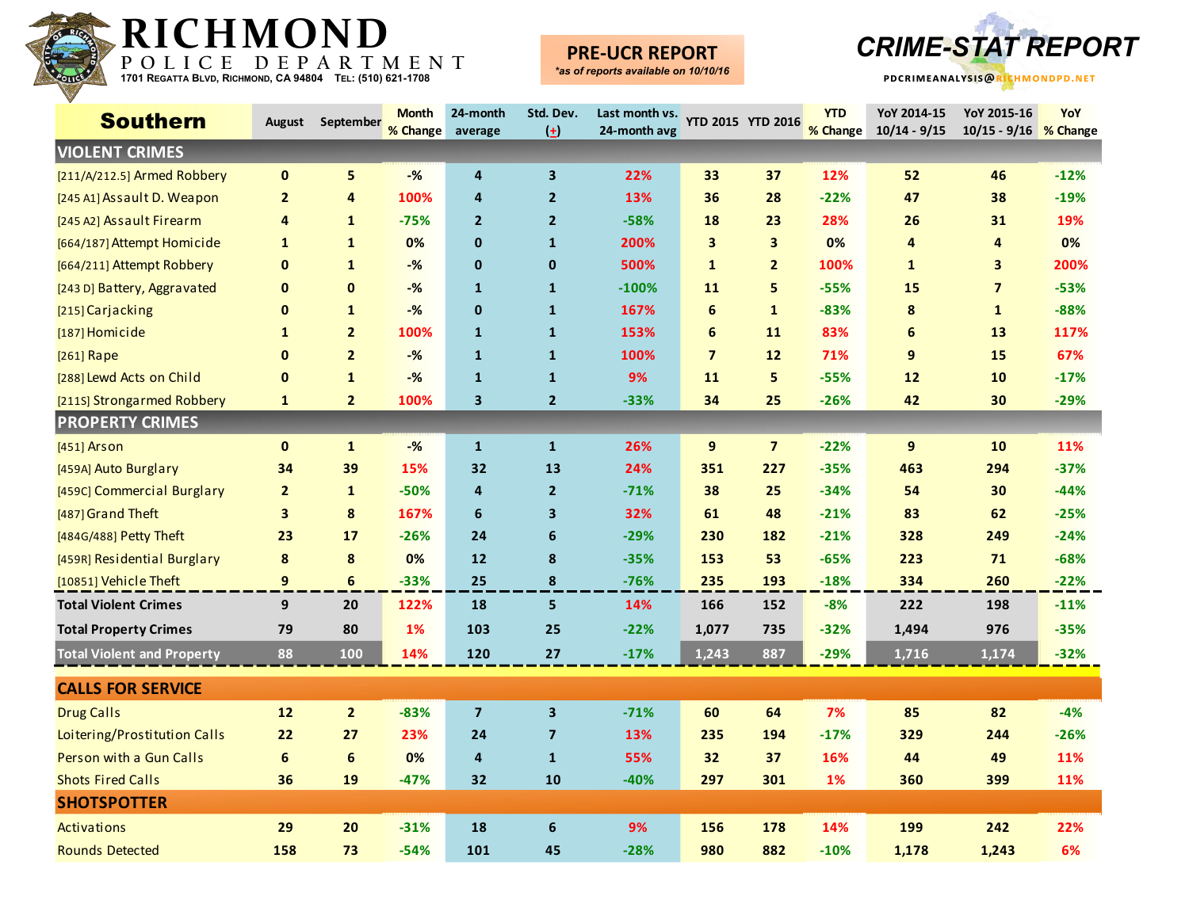# RICHMOND POLICE DEPARTMENT

1701 Regatta Blvd, Richmond, CA 94804 Tel: (510) 621-1708

**PRE-UCR REPORT**
*as of reports available on 10/10/16*

## CRIME-STAT REPORT

PDCRIMEANALYSIS@RICHMONDPD.NET

| Southern | August | September | Month % Change | 24-month average | Std. Dev. (±) | Last month vs. 24-month avg | YTD 2015 | YTD 2016 | YTD % Change | YoY 2014-15 10/14 - 9/15 | YoY 2015-16 10/15 - 9/16 | YoY % Change |
|---|---|---|---|---|---|---|---|---|---|---|---|---|
| **VIOLENT CRIMES** | | | | | | | | | | | | |
| [211/A/212.5] Armed Robbery | 0 | 5 | -% | 4 | 3 | 22% | 33 | 37 | 12% | 52 | 46 | -12% |
| [245 A1] Assault D. Weapon | 2 | 4 | 100% | 4 | 2 | 13% | 36 | 28 | -22% | 47 | 38 | -19% |
| [245 A2] Assault Firearm | 4 | 1 | -75% | 2 | 2 | -58% | 18 | 23 | 28% | 26 | 31 | 19% |
| [664/187] Attempt Homicide | 1 | 1 | 0% | 0 | 1 | 200% | 3 | 3 | 0% | 4 | 4 | 0% |
| [664/211] Attempt Robbery | 0 | 1 | -% | 0 | 0 | 500% | 1 | 2 | 100% | 1 | 3 | 200% |
| [243 D] Battery, Aggravated | 0 | 0 | -% | 1 | 1 | -100% | 11 | 5 | -55% | 15 | 7 | -53% |
| [215] Carjacking | 0 | 1 | -% | 0 | 1 | 167% | 6 | 1 | -83% | 8 | 1 | -88% |
| [187] Homicide | 1 | 2 | 100% | 1 | 1 | 153% | 6 | 11 | 83% | 6 | 13 | 117% |
| [261] Rape | 0 | 2 | -% | 1 | 1 | 100% | 7 | 12 | 71% | 9 | 15 | 67% |
| [288] Lewd Acts on Child | 0 | 1 | -% | 1 | 1 | 9% | 11 | 5 | -55% | 12 | 10 | -17% |
| [211S] Strongarmed Robbery | 1 | 2 | 100% | 3 | 2 | -33% | 34 | 25 | -26% | 42 | 30 | -29% |
| **PROPERTY CRIMES** | | | | | | | | | | | | |
| [451] Arson | 0 | 1 | -% | 1 | 1 | 26% | 9 | 7 | -22% | 9 | 10 | 11% |
| [459A] Auto Burglary | 34 | 39 | 15% | 32 | 13 | 24% | 351 | 227 | -35% | 463 | 294 | -37% |
| [459C] Commercial Burglary | 2 | 1 | -50% | 4 | 2 | -71% | 38 | 25 | -34% | 54 | 30 | -44% |
| [487] Grand Theft | 3 | 8 | 167% | 6 | 3 | 32% | 61 | 48 | -21% | 83 | 62 | -25% |
| [484G/488] Petty Theft | 23 | 17 | -26% | 24 | 6 | -29% | 230 | 182 | -21% | 328 | 249 | -24% |
| [459R] Residential Burglary | 8 | 8 | 0% | 12 | 8 | -35% | 153 | 53 | -65% | 223 | 71 | -68% |
| [10851] Vehicle Theft | 9 | 6 | -33% | 25 | 8 | -76% | 235 | 193 | -18% | 334 | 260 | -22% |
| **Total Violent Crimes** | 9 | 20 | 122% | 18 | 5 | 14% | 166 | 152 | -8% | 222 | 198 | -11% |
| **Total Property Crimes** | 79 | 80 | 1% | 103 | 25 | -22% | 1,077 | 735 | -32% | 1,494 | 976 | -35% |
| **Total Violent and Property** | 88 | 100 | 14% | 120 | 27 | -17% | 1,243 | 887 | -29% | 1,716 | 1,174 | -32% |
| **CALLS FOR SERVICE** | | | | | | | | | | | | |
| Drug Calls | 12 | 2 | -83% | 7 | 3 | -71% | 60 | 64 | 7% | 85 | 82 | -4% |
| Loitering/Prostitution Calls | 22 | 27 | 23% | 24 | 7 | 13% | 235 | 194 | -17% | 329 | 244 | -26% |
| Person with a Gun Calls | 6 | 6 | 0% | 4 | 1 | 55% | 32 | 37 | 16% | 44 | 49 | 11% |
| Shots Fired Calls | 36 | 19 | -47% | 32 | 10 | -40% | 297 | 301 | 1% | 360 | 399 | 11% |
| **SHOTSPOTTER** | | | | | | | | | | | | |
| Activations | 29 | 20 | -31% | 18 | 6 | 9% | 156 | 178 | 14% | 199 | 242 | 22% |
| Rounds Detected | 158 | 73 | -54% | 101 | 45 | -28% | 980 | 882 | -10% | 1,178 | 1,243 | 6% |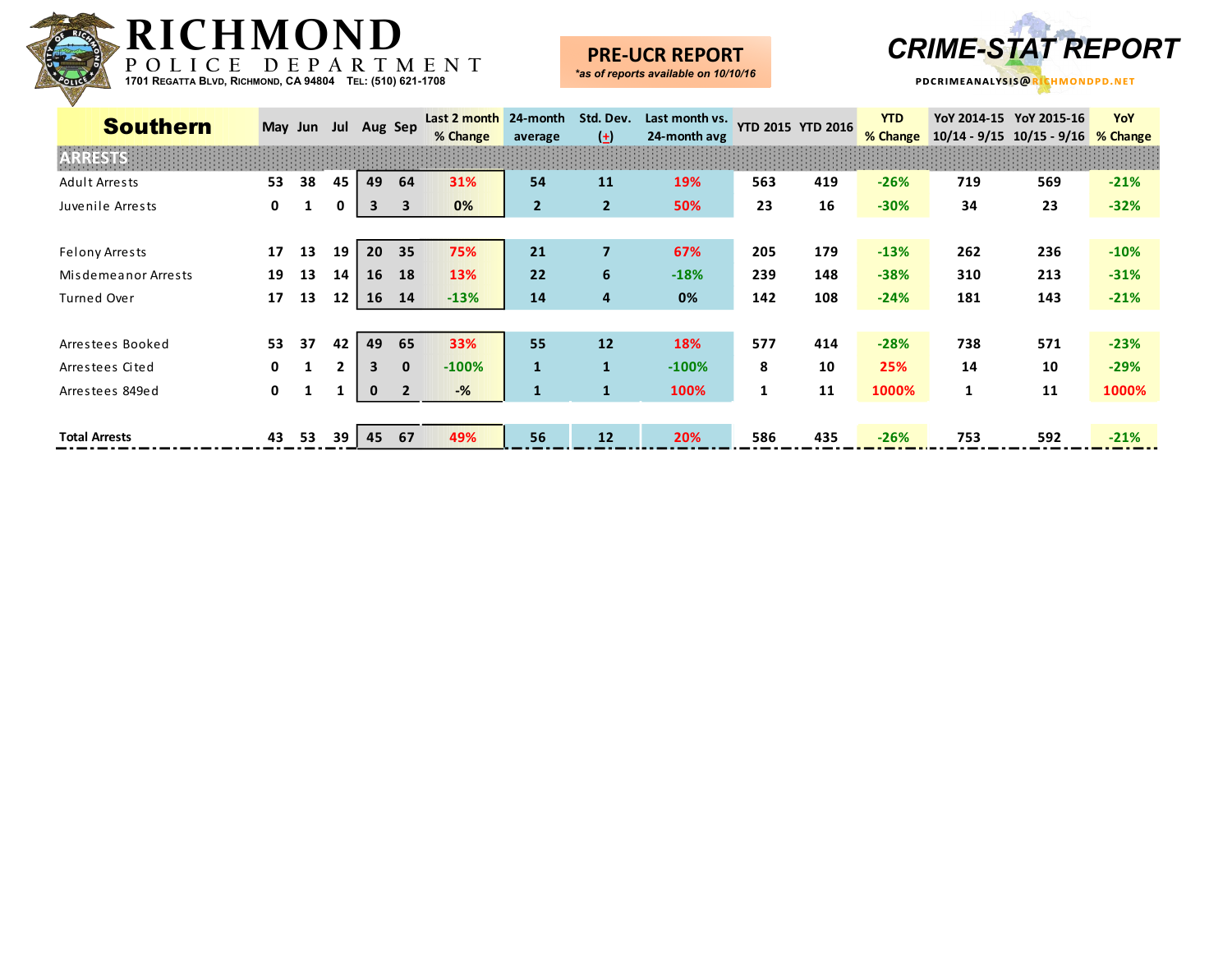# RICHMOND POLICE DEPARTMENT

1701 Regatta Blvd, Richmond, CA 94804 Tel: (510) 621-1708

**PRE-UCR REPORT**
*\*as of reports available on 10/10/16*

**CRIME-STAT REPORT**

PDCRIMEANALYSIS@RICHMONDPD.NET

| Southern | May | Jun | Jul | Aug | Sep | Last 2 month % Change | 24-month average | Std. Dev. (+) | Last month vs. 24-month avg | YTD 2015 | YTD 2016 | YTD % Change | YoY 2014-15 10/14 - 9/15 | YoY 2015-16 10/15 - 9/16 | YoY % Change |
|---|---|---|---|---|---|---|---|---|---|---|---|---|---|---|---|
| **ARRESTS** | | | | | | | | | | | | | | | |
| Adult Arrests | 53 | 38 | 45 | 49 | 64 | 31% | 54 | 11 | 19% | 563 | 419 | -26% | 719 | 569 | -21% |
| Juvenile Arrests | 0 | 1 | 0 | 3 | 3 | 0% | 2 | 2 | 50% | 23 | 16 | -30% | 34 | 23 | -32% |
| Felony Arrests | 17 | 13 | 19 | 20 | 35 | 75% | 21 | 7 | 67% | 205 | 179 | -13% | 262 | 236 | -10% |
| Misdemeanor Arrests | 19 | 13 | 14 | 16 | 18 | 13% | 22 | 6 | -18% | 239 | 148 | -38% | 310 | 213 | -31% |
| Turned Over | 17 | 13 | 12 | 16 | 14 | -13% | 14 | 4 | 0% | 142 | 108 | -24% | 181 | 143 | -21% |
| Arrestees Booked | 53 | 37 | 42 | 49 | 65 | 33% | 55 | 12 | 18% | 577 | 414 | -28% | 738 | 571 | -23% |
| Arrestees Cited | 0 | 1 | 2 | 3 | 0 | -100% | 1 | 1 | -100% | 8 | 10 | 25% | 14 | 10 | -29% |
| Arrestees 849ed | 0 | 1 | 1 | 0 | 2 | -% | 1 | 1 | 100% | 1 | 11 | 1000% | 1 | 11 | 1000% |
| **Total Arrests** | 43 | 53 | 39 | 45 | 67 | 49% | 56 | 12 | 20% | 586 | 435 | -26% | 753 | 592 | -21% |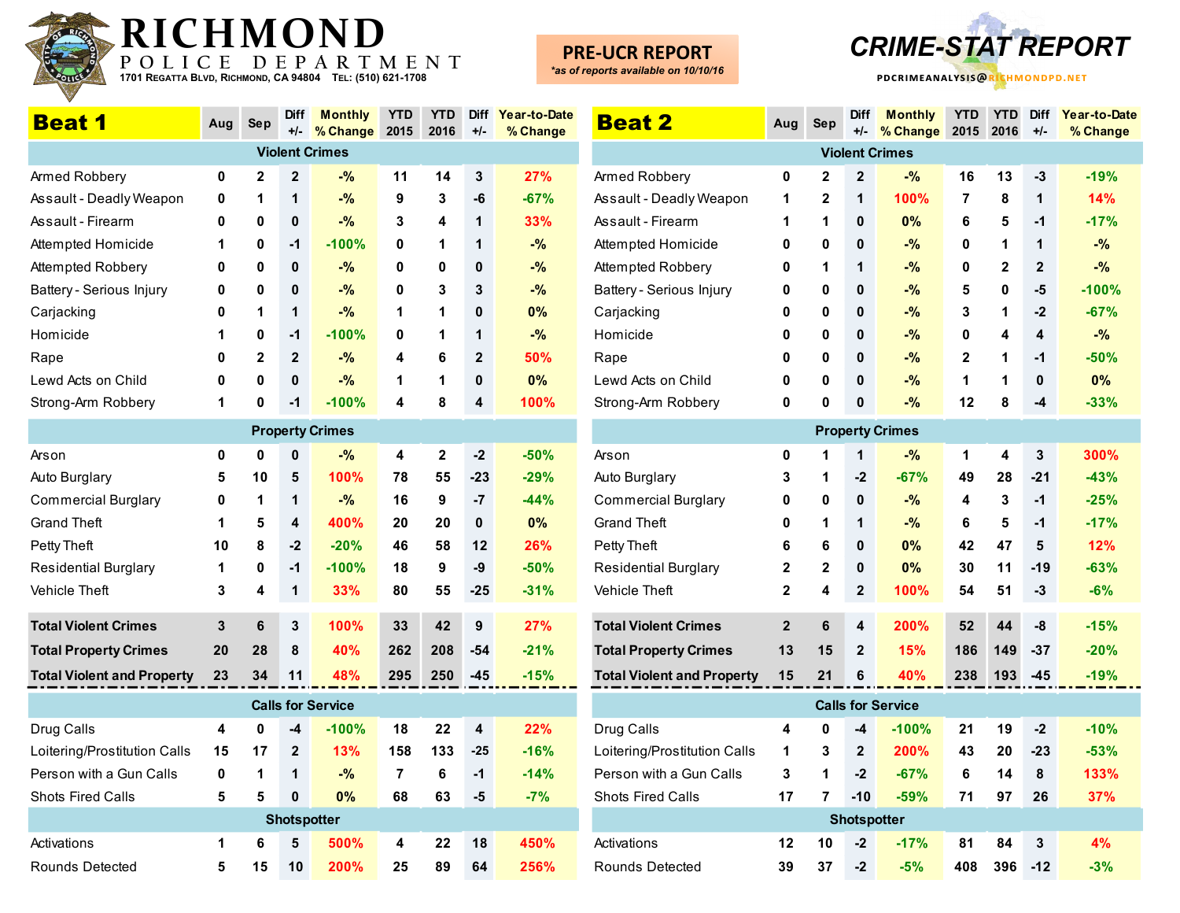# RICHMOND POLICE DEPARTMENT

1701 Regatta Blvd, Richmond, CA 94804 Tel: (510) 621-1708

**PRE-UCR REPORT**
*as of reports available on 10/10/16*

**CRIME-STAT REPORT**

PDCRIMEANALYSIS@RICHMONDPD.NET

## Beat 1

| Beat 1 | Aug | Sep | Diff +/- | Monthly % Change | YTD 2015 | YTD 2016 | Diff +/- | Year-to-Date % Change |
|---|---|---|---|---|---|---|---|---|
| **Violent Crimes** | | | | | | | | |
| Armed Robbery | 0 | 2 | 2 | -% | 11 | 14 | 3 | 27% |
| Assault - Deadly Weapon | 0 | 1 | 1 | -% | 9 | 3 | -6 | -67% |
| Assault - Firearm | 0 | 0 | 0 | -% | 3 | 4 | 1 | 33% |
| Attempted Homicide | 1 | 0 | -1 | -100% | 0 | 1 | 1 | -% |
| Attempted Robbery | 0 | 0 | 0 | -% | 0 | 0 | 0 | -% |
| Battery - Serious Injury | 0 | 0 | 0 | -% | 0 | 3 | 3 | -% |
| Carjacking | 0 | 1 | 1 | -% | 1 | 1 | 0 | 0% |
| Homicide | 1 | 0 | -1 | -100% | 0 | 1 | 1 | -% |
| Rape | 0 | 2 | 2 | -% | 4 | 6 | 2 | 50% |
| Lewd Acts on Child | 0 | 0 | 0 | -% | 1 | 1 | 0 | 0% |
| Strong-Arm Robbery | 1 | 0 | -1 | -100% | 4 | 8 | 4 | 100% |
| **Property Crimes** | | | | | | | | |
| Arson | 0 | 0 | 0 | -% | 4 | 2 | -2 | -50% |
| Auto Burglary | 5 | 10 | 5 | 100% | 78 | 55 | -23 | -29% |
| Commercial Burglary | 0 | 1 | 1 | -% | 16 | 9 | -7 | -44% |
| Grand Theft | 1 | 5 | 4 | 400% | 20 | 20 | 0 | 0% |
| Petty Theft | 10 | 8 | -2 | -20% | 46 | 58 | 12 | 26% |
| Residential Burglary | 1 | 0 | -1 | -100% | 18 | 9 | -9 | -50% |
| Vehicle Theft | 3 | 4 | 1 | 33% | 80 | 55 | -25 | -31% |
| **Total Violent Crimes** | 3 | 6 | 3 | 100% | 33 | 42 | 9 | 27% |
| **Total Property Crimes** | 20 | 28 | 8 | 40% | 262 | 208 | -54 | -21% |
| **Total Violent and Property** | 23 | 34 | 11 | 48% | 295 | 250 | -45 | -15% |
| **Calls for Service** | | | | | | | | |
| Drug Calls | 4 | 0 | -4 | -100% | 18 | 22 | 4 | 22% |
| Loitering/Prostitution Calls | 15 | 17 | 2 | 13% | 158 | 133 | -25 | -16% |
| Person with a Gun Calls | 0 | 1 | 1 | -% | 7 | 6 | -1 | -14% |
| Shots Fired Calls | 5 | 5 | 0 | 0% | 68 | 63 | -5 | -7% |
| **Shotspotter** | | | | | | | | |
| Activations | 1 | 6 | 5 | 500% | 4 | 22 | 18 | 450% |
| Rounds Detected | 5 | 15 | 10 | 200% | 25 | 89 | 64 | 256% |

## Beat 2

| Beat 2 | Aug | Sep | Diff +/- | Monthly % Change | YTD 2015 | YTD 2016 | Diff +/- | Year-to-Date % Change |
|---|---|---|---|---|---|---|---|---|
| **Violent Crimes** | | | | | | | | |
| Armed Robbery | 0 | 2 | 2 | -% | 16 | 13 | -3 | -19% |
| Assault - Deadly Weapon | 1 | 2 | 1 | 100% | 7 | 8 | 1 | 14% |
| Assault - Firearm | 1 | 1 | 0 | 0% | 6 | 5 | -1 | -17% |
| Attempted Homicide | 0 | 0 | 0 | -% | 0 | 1 | 1 | -% |
| Attempted Robbery | 0 | 1 | 1 | -% | 0 | 2 | 2 | -% |
| Battery - Serious Injury | 0 | 0 | 0 | -% | 5 | 0 | -5 | -100% |
| Carjacking | 0 | 0 | 0 | -% | 3 | 1 | -2 | -67% |
| Homicide | 0 | 0 | 0 | -% | 0 | 4 | 4 | -% |
| Rape | 0 | 0 | 0 | -% | 2 | 1 | -1 | -50% |
| Lewd Acts on Child | 0 | 0 | 0 | -% | 1 | 1 | 0 | 0% |
| Strong-Arm Robbery | 0 | 0 | 0 | -% | 12 | 8 | -4 | -33% |
| **Property Crimes** | | | | | | | | |
| Arson | 0 | 1 | 1 | -% | 1 | 4 | 3 | 300% |
| Auto Burglary | 3 | 1 | -2 | -67% | 49 | 28 | -21 | -43% |
| Commercial Burglary | 0 | 0 | 0 | -% | 4 | 3 | -1 | -25% |
| Grand Theft | 0 | 1 | 1 | -% | 6 | 5 | -1 | -17% |
| Petty Theft | 6 | 6 | 0 | 0% | 42 | 47 | 5 | 12% |
| Residential Burglary | 2 | 2 | 0 | 0% | 30 | 11 | -19 | -63% |
| Vehicle Theft | 2 | 4 | 2 | 100% | 54 | 51 | -3 | -6% |
| **Total Violent Crimes** | 2 | 6 | 4 | 200% | 52 | 44 | -8 | -15% |
| **Total Property Crimes** | 13 | 15 | 2 | 15% | 186 | 149 | -37 | -20% |
| **Total Violent and Property** | 15 | 21 | 6 | 40% | 238 | 193 | -45 | -19% |
| **Calls for Service** | | | | | | | | |
| Drug Calls | 4 | 0 | -4 | -100% | 21 | 19 | -2 | -10% |
| Loitering/Prostitution Calls | 1 | 3 | 2 | 200% | 43 | 20 | -23 | -53% |
| Person with a Gun Calls | 3 | 1 | -2 | -67% | 6 | 14 | 8 | 133% |
| Shots Fired Calls | 17 | 7 | -10 | -59% | 71 | 97 | 26 | 37% |
| **Shotspotter** | | | | | | | | |
| Activations | 12 | 10 | -2 | -17% | 81 | 84 | 3 | 4% |
| Rounds Detected | 39 | 37 | -2 | -5% | 408 | 396 | -12 | -3% |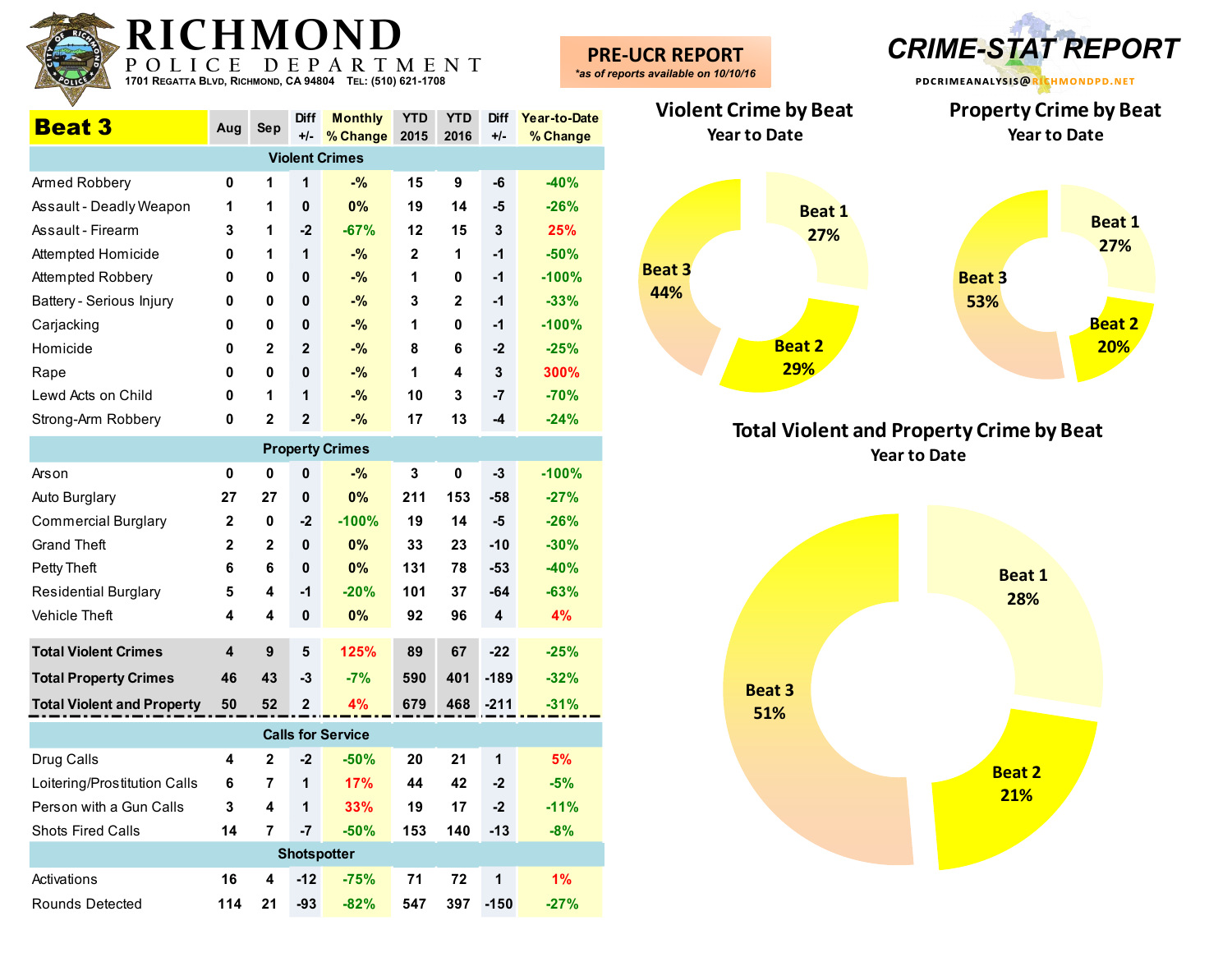# RICHMOND POLICE DEPARTMENT

1701 Regatta Blvd, Richmond, CA 94804 Tel: (510) 621-1708

**PRE-UCR REPORT**
*as of reports available on 10/10/16*

# CRIME-STAT REPORT

PDCRIMEANALYSIS@RICHMONDPD.NET

## Beat 3

| Beat 3 | Aug | Sep | Diff +/- | Monthly % Change | YTD 2015 | YTD 2016 | Diff +/- | Year-to-Date % Change |
|---|---|---|---|---|---|---|---|---|
| **Violent Crimes** | | | | | | | | |
| Armed Robbery | 0 | 1 | 1 | -% | 15 | 9 | -6 | -40% |
| Assault - Deadly Weapon | 1 | 1 | 0 | 0% | 19 | 14 | -5 | -26% |
| Assault - Firearm | 3 | 1 | -2 | -67% | 12 | 15 | 3 | 25% |
| Attempted Homicide | 0 | 1 | 1 | -% | 2 | 1 | -1 | -50% |
| Attempted Robbery | 0 | 0 | 0 | -% | 1 | 0 | -1 | -100% |
| Battery - Serious Injury | 0 | 0 | 0 | -% | 3 | 2 | -1 | -33% |
| Carjacking | 0 | 0 | 0 | -% | 1 | 0 | -1 | -100% |
| Homicide | 0 | 2 | 2 | -% | 8 | 6 | -2 | -25% |
| Rape | 0 | 0 | 0 | -% | 1 | 4 | 3 | 300% |
| Lewd Acts on Child | 0 | 1 | 1 | -% | 10 | 3 | -7 | -70% |
| Strong-Arm Robbery | 0 | 2 | 2 | -% | 17 | 13 | -4 | -24% |
| **Property Crimes** | | | | | | | | |
| Arson | 0 | 0 | 0 | -% | 3 | 0 | -3 | -100% |
| Auto Burglary | 27 | 27 | 0 | 0% | 211 | 153 | -58 | -27% |
| Commercial Burglary | 2 | 0 | -2 | -100% | 19 | 14 | -5 | -26% |
| Grand Theft | 2 | 2 | 0 | 0% | 33 | 23 | -10 | -30% |
| Petty Theft | 6 | 6 | 0 | 0% | 131 | 78 | -53 | -40% |
| Residential Burglary | 5 | 4 | -1 | -20% | 101 | 37 | -64 | -63% |
| Vehicle Theft | 4 | 4 | 0 | 0% | 92 | 96 | 4 | 4% |
| **Total Violent Crimes** | 4 | 9 | 5 | 125% | 89 | 67 | -22 | -25% |
| **Total Property Crimes** | 46 | 43 | -3 | -7% | 590 | 401 | -189 | -32% |
| **Total Violent and Property** | 50 | 52 | 2 | 4% | 679 | 468 | -211 | -31% |
| **Calls for Service** | | | | | | | | |
| Drug Calls | 4 | 2 | -2 | -50% | 20 | 21 | 1 | 5% |
| Loitering/Prostitution Calls | 6 | 7 | 1 | 17% | 44 | 42 | -2 | -5% |
| Person with a Gun Calls | 3 | 4 | 1 | 33% | 19 | 17 | -2 | -11% |
| Shots Fired Calls | 14 | 7 | -7 | -50% | 153 | 140 | -13 | -8% |
| **Shotspotter** | | | | | | | | |
| Activations | 16 | 4 | -12 | -75% | 71 | 72 | 1 | 1% |
| Rounds Detected | 114 | 21 | -93 | -82% | 547 | 397 | -150 | -27% |

### Violent Crime by Beat
Year to Date

- Beat 1: 27%
- Beat 2: 29%
- Beat 3: 44%

### Property Crime by Beat
Year to Date

- Beat 1: 27%
- Beat 2: 20%
- Beat 3: 53%

### Total Violent and Property Crime by Beat
Year to Date

- Beat 1: 28%
- Beat 2: 21%
- Beat 3: 51%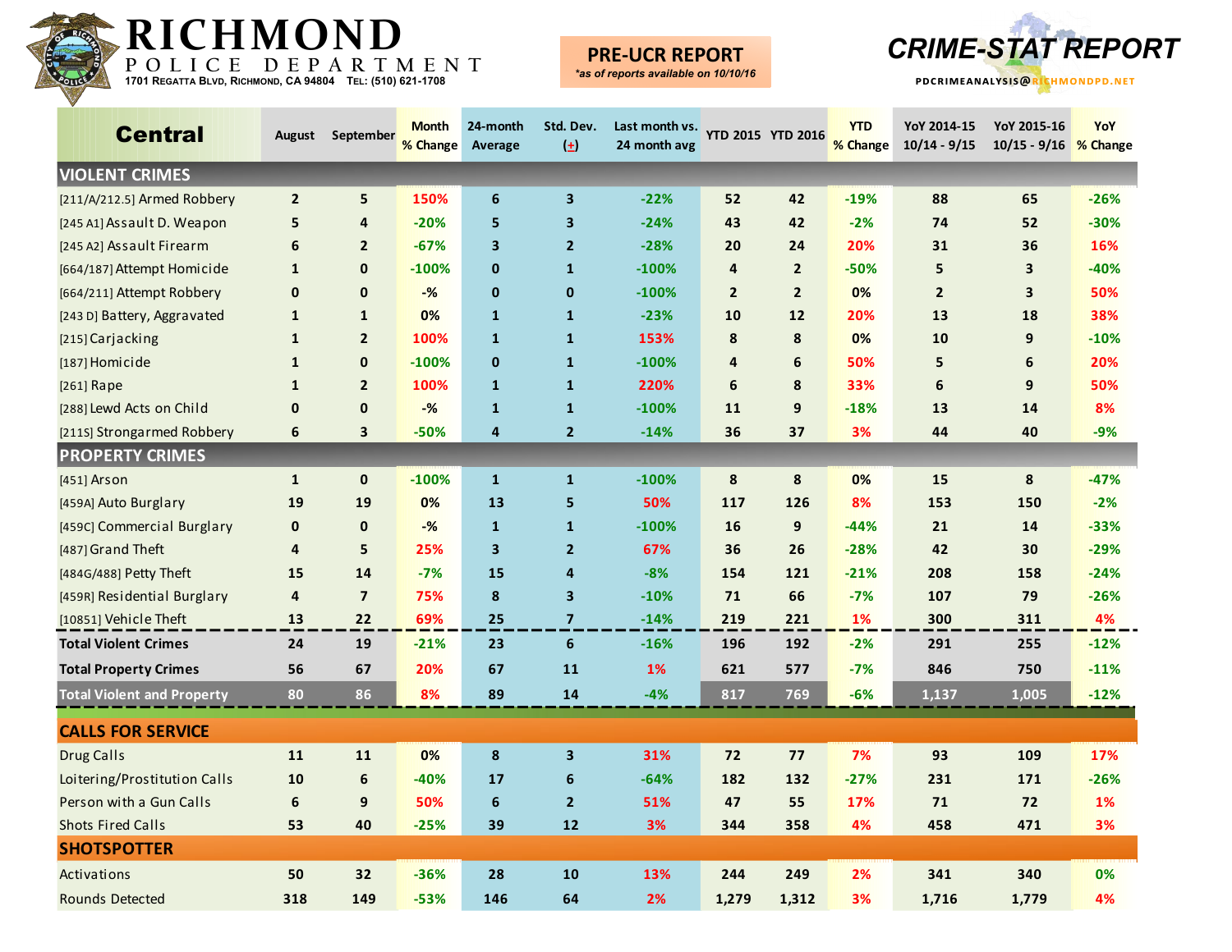# RICHMOND

POLICE DEPARTMENT

1701 Regatta Blvd, Richmond, CA 94804 Tel: (510) 621-1708

**PRE-UCR REPORT**

*as of reports available on 10/10/16*

## CRIME-STAT REPORT

PDCRIMEANALYSIS@RICHMONDPD.NET

| Central | August | September | Month % Change | 24-month Average | Std. Dev. (±) | Last month vs. 24 month avg | YTD 2015 | YTD 2016 | YTD % Change | YoY 2014-15 10/14 - 9/15 | YoY 2015-16 10/15 - 9/16 | YoY % Change |
|---|---|---|---|---|---|---|---|---|---|---|---|---|
| **VIOLENT CRIMES** | | | | | | | | | | | | |
| [211/A/212.5] Armed Robbery | 2 | 5 | 150% | 6 | 3 | -22% | 52 | 42 | -19% | 88 | 65 | -26% |
| [245 A1] Assault D. Weapon | 5 | 4 | -20% | 5 | 3 | -24% | 43 | 42 | -2% | 74 | 52 | -30% |
| [245 A2] Assault Firearm | 6 | 2 | -67% | 3 | 2 | -28% | 20 | 24 | 20% | 31 | 36 | 16% |
| [664/187] Attempt Homicide | 1 | 0 | -100% | 0 | 1 | -100% | 4 | 2 | -50% | 5 | 3 | -40% |
| [664/211] Attempt Robbery | 0 | 0 | -% | 0 | 0 | -100% | 2 | 2 | 0% | 2 | 3 | 50% |
| [243 D] Battery, Aggravated | 1 | 1 | 0% | 1 | 1 | -23% | 10 | 12 | 20% | 13 | 18 | 38% |
| [215] Carjacking | 1 | 2 | 100% | 1 | 1 | 153% | 8 | 8 | 0% | 10 | 9 | -10% |
| [187] Homicide | 1 | 0 | -100% | 0 | 1 | -100% | 4 | 6 | 50% | 5 | 6 | 20% |
| [261] Rape | 1 | 2 | 100% | 1 | 1 | 220% | 6 | 8 | 33% | 6 | 9 | 50% |
| [288] Lewd Acts on Child | 0 | 0 | -% | 1 | 1 | -100% | 11 | 9 | -18% | 13 | 14 | 8% |
| [211S] Strongarmed Robbery | 6 | 3 | -50% | 4 | 2 | -14% | 36 | 37 | 3% | 44 | 40 | -9% |
| **PROPERTY CRIMES** | | | | | | | | | | | | |
| [451] Arson | 1 | 0 | -100% | 1 | 1 | -100% | 8 | 8 | 0% | 15 | 8 | -47% |
| [459A] Auto Burglary | 19 | 19 | 0% | 13 | 5 | 50% | 117 | 126 | 8% | 153 | 150 | -2% |
| [459C] Commercial Burglary | 0 | 0 | -% | 1 | 1 | -100% | 16 | 9 | -44% | 21 | 14 | -33% |
| [487] Grand Theft | 4 | 5 | 25% | 3 | 2 | 67% | 36 | 26 | -28% | 42 | 30 | -29% |
| [484G/488] Petty Theft | 15 | 14 | -7% | 15 | 4 | -8% | 154 | 121 | -21% | 208 | 158 | -24% |
| [459R] Residential Burglary | 4 | 7 | 75% | 8 | 3 | -10% | 71 | 66 | -7% | 107 | 79 | -26% |
| [10851] Vehicle Theft | 13 | 22 | 69% | 25 | 7 | -14% | 219 | 221 | 1% | 300 | 311 | 4% |
| **Total Violent Crimes** | 24 | 19 | -21% | 23 | 6 | -16% | 196 | 192 | -2% | 291 | 255 | -12% |
| **Total Property Crimes** | 56 | 67 | 20% | 67 | 11 | 1% | 621 | 577 | -7% | 846 | 750 | -11% |
| **Total Violent and Property** | 80 | 86 | 8% | 89 | 14 | -4% | 817 | 769 | -6% | 1,137 | 1,005 | -12% |
| **CALLS FOR SERVICE** | | | | | | | | | | | | |
| Drug Calls | 11 | 11 | 0% | 8 | 3 | 31% | 72 | 77 | 7% | 93 | 109 | 17% |
| Loitering/Prostitution Calls | 10 | 6 | -40% | 17 | 6 | -64% | 182 | 132 | -27% | 231 | 171 | -26% |
| Person with a Gun Calls | 6 | 9 | 50% | 6 | 2 | 51% | 47 | 55 | 17% | 71 | 72 | 1% |
| Shots Fired Calls | 53 | 40 | -25% | 39 | 12 | 3% | 344 | 358 | 4% | 458 | 471 | 3% |
| **SHOTSPOTTER** | | | | | | | | | | | | |
| Activations | 50 | 32 | -36% | 28 | 10 | 13% | 244 | 249 | 2% | 341 | 340 | 0% |
| Rounds Detected | 318 | 149 | -53% | 146 | 64 | 2% | 1,279 | 1,312 | 3% | 1,716 | 1,779 | 4% |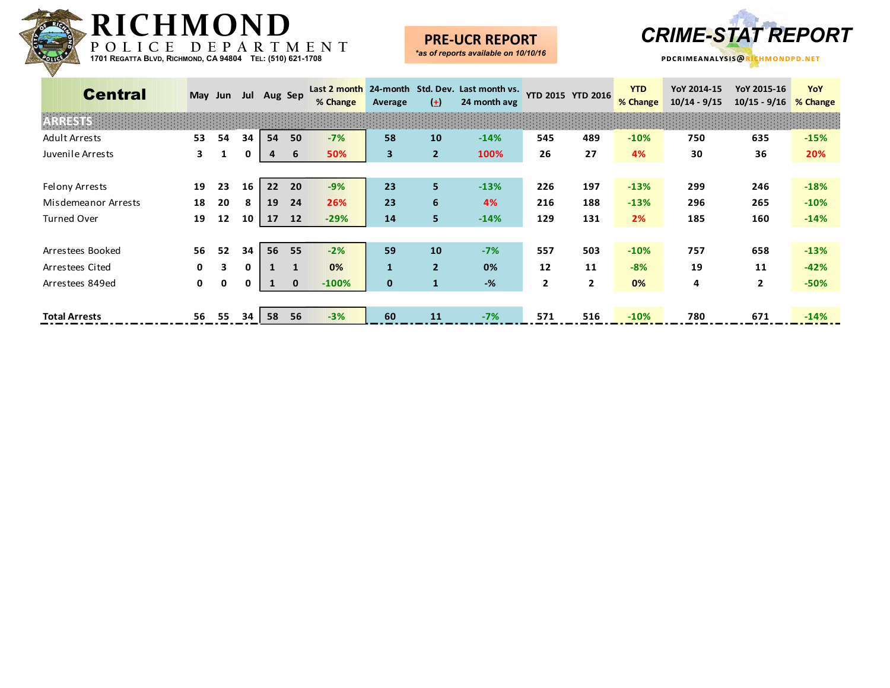# RICHMOND POLICE DEPARTMENT

1701 Regatta Blvd, Richmond, CA 94804 Tel: (510) 621-1708

**PRE-UCR REPORT**
*\*as of reports available on 10/10/16*

**CRIME-STAT REPORT**
PDCRIMEANALYSIS@RICHMONDPD.NET

| Central | May | Jun | Jul | Aug | Sep | Last 2 month % Change | 24-month Average | Std. Dev. (±) | Last month vs. 24 month avg | YTD 2015 | YTD 2016 | YTD % Change | YoY 2014-15 10/14 - 9/15 | YoY 2015-16 10/15 - 9/16 | YoY % Change |
|---|---|---|---|---|---|---|---|---|---|---|---|---|---|---|---|
| **ARRESTS** | | | | | | | | | | | | | | | |
| Adult Arrests | 53 | 54 | 34 | 54 | 50 | -7% | 58 | 10 | -14% | 545 | 489 | -10% | 750 | 635 | -15% |
| Juvenile Arrests | 3 | 1 | 0 | 4 | 6 | 50% | 3 | 2 | 100% | 26 | 27 | 4% | 30 | 36 | 20% |
| Felony Arrests | 19 | 23 | 16 | 22 | 20 | -9% | 23 | 5 | -13% | 226 | 197 | -13% | 299 | 246 | -18% |
| Misdemeanor Arrests | 18 | 20 | 8 | 19 | 24 | 26% | 23 | 6 | 4% | 216 | 188 | -13% | 296 | 265 | -10% |
| Turned Over | 19 | 12 | 10 | 17 | 12 | -29% | 14 | 5 | -14% | 129 | 131 | 2% | 185 | 160 | -14% |
| Arrestees Booked | 56 | 52 | 34 | 56 | 55 | -2% | 59 | 10 | -7% | 557 | 503 | -10% | 757 | 658 | -13% |
| Arrestees Cited | 0 | 3 | 0 | 1 | 1 | 0% | 1 | 2 | 0% | 12 | 11 | -8% | 19 | 11 | -42% |
| Arrestees 849ed | 0 | 0 | 0 | 1 | 0 | -100% | 0 | 1 | -% | 2 | 2 | 0% | 4 | 2 | -50% |
| **Total Arrests** | 56 | 55 | 34 | 58 | 56 | -3% | 60 | 11 | -7% | 571 | 516 | -10% | 780 | 671 | -14% |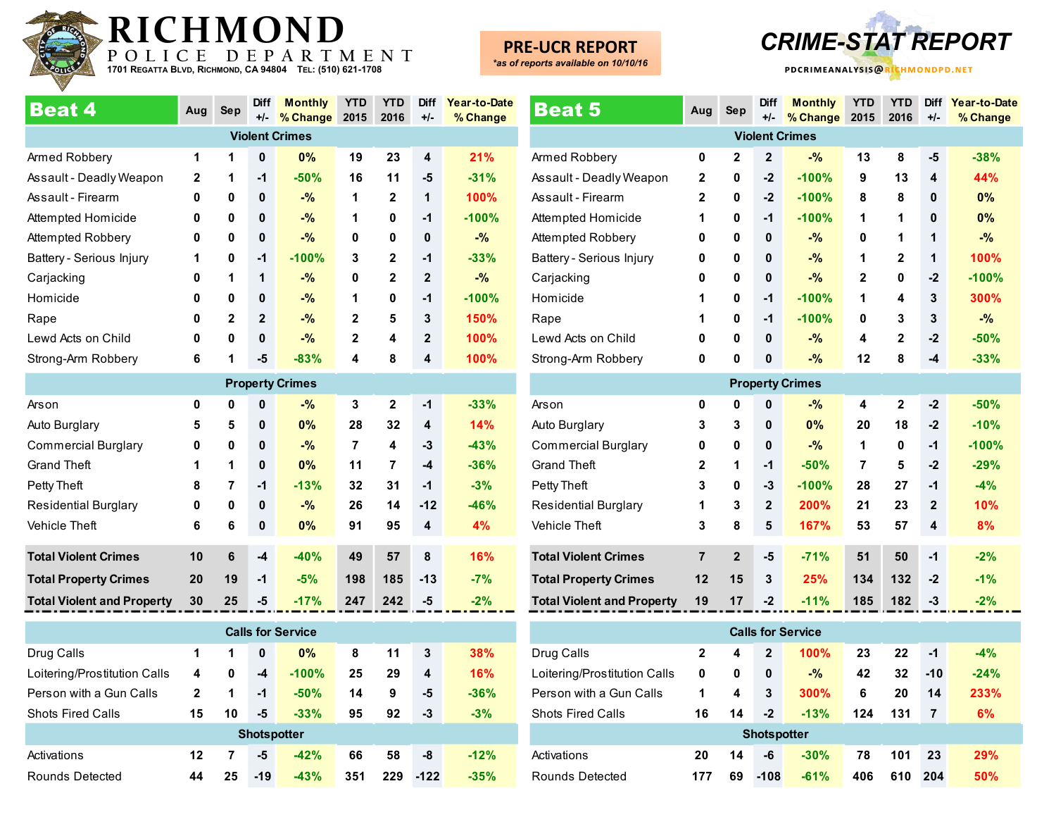# RICHMOND POLICE DEPARTMENT

1701 Regatta Blvd, Richmond, CA 94804 Tel: (510) 621-1708

**PRE-UCR REPORT**
*as of reports available on 10/10/16*

**CRIME-STAT REPORT**
PDCRIMEANALYSIS@RICHMONDPD.NET

## Beat 4

| Beat 4 | Aug | Sep | Diff +/- | Monthly % Change | YTD 2015 | YTD 2016 | Diff +/- | Year-to-Date % Change |
|---|---|---|---|---|---|---|---|---|
| **Violent Crimes** | | | | | | | | |
| Armed Robbery | 1 | 1 | 0 | 0% | 19 | 23 | 4 | 21% |
| Assault - Deadly Weapon | 2 | 1 | -1 | -50% | 16 | 11 | -5 | -31% |
| Assault - Firearm | 0 | 0 | 0 | -% | 1 | 2 | 1 | 100% |
| Attempted Homicide | 0 | 0 | 0 | -% | 1 | 0 | -1 | -100% |
| Attempted Robbery | 0 | 0 | 0 | -% | 0 | 0 | 0 | -% |
| Battery - Serious Injury | 1 | 0 | -1 | -100% | 3 | 2 | -1 | -33% |
| Carjacking | 0 | 1 | 1 | -% | 0 | 2 | 2 | -% |
| Homicide | 0 | 0 | 0 | -% | 1 | 0 | -1 | -100% |
| Rape | 0 | 2 | 2 | -% | 2 | 5 | 3 | 150% |
| Lewd Acts on Child | 0 | 0 | 0 | -% | 2 | 4 | 2 | 100% |
| Strong-Arm Robbery | 6 | 1 | -5 | -83% | 4 | 8 | 4 | 100% |
| **Property Crimes** | | | | | | | | |
| Arson | 0 | 0 | 0 | -% | 3 | 2 | -1 | -33% |
| Auto Burglary | 5 | 5 | 0 | 0% | 28 | 32 | 4 | 14% |
| Commercial Burglary | 0 | 0 | 0 | -% | 7 | 4 | -3 | -43% |
| Grand Theft | 1 | 1 | 0 | 0% | 11 | 7 | -4 | -36% |
| Petty Theft | 8 | 7 | -1 | -13% | 32 | 31 | -1 | -3% |
| Residential Burglary | 0 | 0 | 0 | -% | 26 | 14 | -12 | -46% |
| Vehicle Theft | 6 | 6 | 0 | 0% | 91 | 95 | 4 | 4% |
| **Total Violent Crimes** | 10 | 6 | -4 | -40% | 49 | 57 | 8 | 16% |
| **Total Property Crimes** | 20 | 19 | -1 | -5% | 198 | 185 | -13 | -7% |
| **Total Violent and Property** | 30 | 25 | -5 | -17% | 247 | 242 | -5 | -2% |
| **Calls for Service** | | | | | | | | |
| Drug Calls | 1 | 1 | 0 | 0% | 8 | 11 | 3 | 38% |
| Loitering/Prostitution Calls | 4 | 0 | -4 | -100% | 25 | 29 | 4 | 16% |
| Person with a Gun Calls | 2 | 1 | -1 | -50% | 14 | 9 | -5 | -36% |
| Shots Fired Calls | 15 | 10 | -5 | -33% | 95 | 92 | -3 | -3% |
| **Shotspotter** | | | | | | | | |
| Activations | 12 | 7 | -5 | -42% | 66 | 58 | -8 | -12% |
| Rounds Detected | 44 | 25 | -19 | -43% | 351 | 229 | -122 | -35% |

## Beat 5

| Beat 5 | Aug | Sep | Diff +/- | Monthly % Change | YTD 2015 | YTD 2016 | Diff +/- | Year-to-Date % Change |
|---|---|---|---|---|---|---|---|---|
| **Violent Crimes** | | | | | | | | |
| Armed Robbery | 0 | 2 | 2 | -% | 13 | 8 | -5 | -38% |
| Assault - Deadly Weapon | 2 | 0 | -2 | -100% | 9 | 13 | 4 | 44% |
| Assault - Firearm | 2 | 0 | -2 | -100% | 8 | 8 | 0 | 0% |
| Attempted Homicide | 1 | 0 | -1 | -100% | 1 | 1 | 0 | 0% |
| Attempted Robbery | 0 | 0 | 0 | -% | 0 | 1 | 1 | -% |
| Battery - Serious Injury | 0 | 0 | 0 | -% | 1 | 2 | 1 | 100% |
| Carjacking | 0 | 0 | 0 | -% | 2 | 0 | -2 | -100% |
| Homicide | 1 | 0 | -1 | -100% | 1 | 4 | 3 | 300% |
| Rape | 1 | 0 | -1 | -100% | 0 | 3 | 3 | -% |
| Lewd Acts on Child | 0 | 0 | 0 | -% | 4 | 2 | -2 | -50% |
| Strong-Arm Robbery | 0 | 0 | 0 | -% | 12 | 8 | -4 | -33% |
| **Property Crimes** | | | | | | | | |
| Arson | 0 | 0 | 0 | -% | 4 | 2 | -2 | -50% |
| Auto Burglary | 3 | 3 | 0 | 0% | 20 | 18 | -2 | -10% |
| Commercial Burglary | 0 | 0 | 0 | -% | 1 | 0 | -1 | -100% |
| Grand Theft | 2 | 1 | -1 | -50% | 7 | 5 | -2 | -29% |
| Petty Theft | 3 | 0 | -3 | -100% | 28 | 27 | -1 | -4% |
| Residential Burglary | 1 | 3 | 2 | 200% | 21 | 23 | 2 | 10% |
| Vehicle Theft | 3 | 8 | 5 | 167% | 53 | 57 | 4 | 8% |
| **Total Violent Crimes** | 7 | 2 | -5 | -71% | 51 | 50 | -1 | -2% |
| **Total Property Crimes** | 12 | 15 | 3 | 25% | 134 | 132 | -2 | -1% |
| **Total Violent and Property** | 19 | 17 | -2 | -11% | 185 | 182 | -3 | -2% |
| **Calls for Service** | | | | | | | | |
| Drug Calls | 2 | 4 | 2 | 100% | 23 | 22 | -1 | -4% |
| Loitering/Prostitution Calls | 0 | 0 | 0 | -% | 42 | 32 | -10 | -24% |
| Person with a Gun Calls | 1 | 4 | 3 | 300% | 6 | 20 | 14 | 233% |
| Shots Fired Calls | 16 | 14 | -2 | -13% | 124 | 131 | 7 | 6% |
| **Shotspotter** | | | | | | | | |
| Activations | 20 | 14 | -6 | -30% | 78 | 101 | 23 | 29% |
| Rounds Detected | 177 | 69 | -108 | -61% | 406 | 610 | 204 | 50% |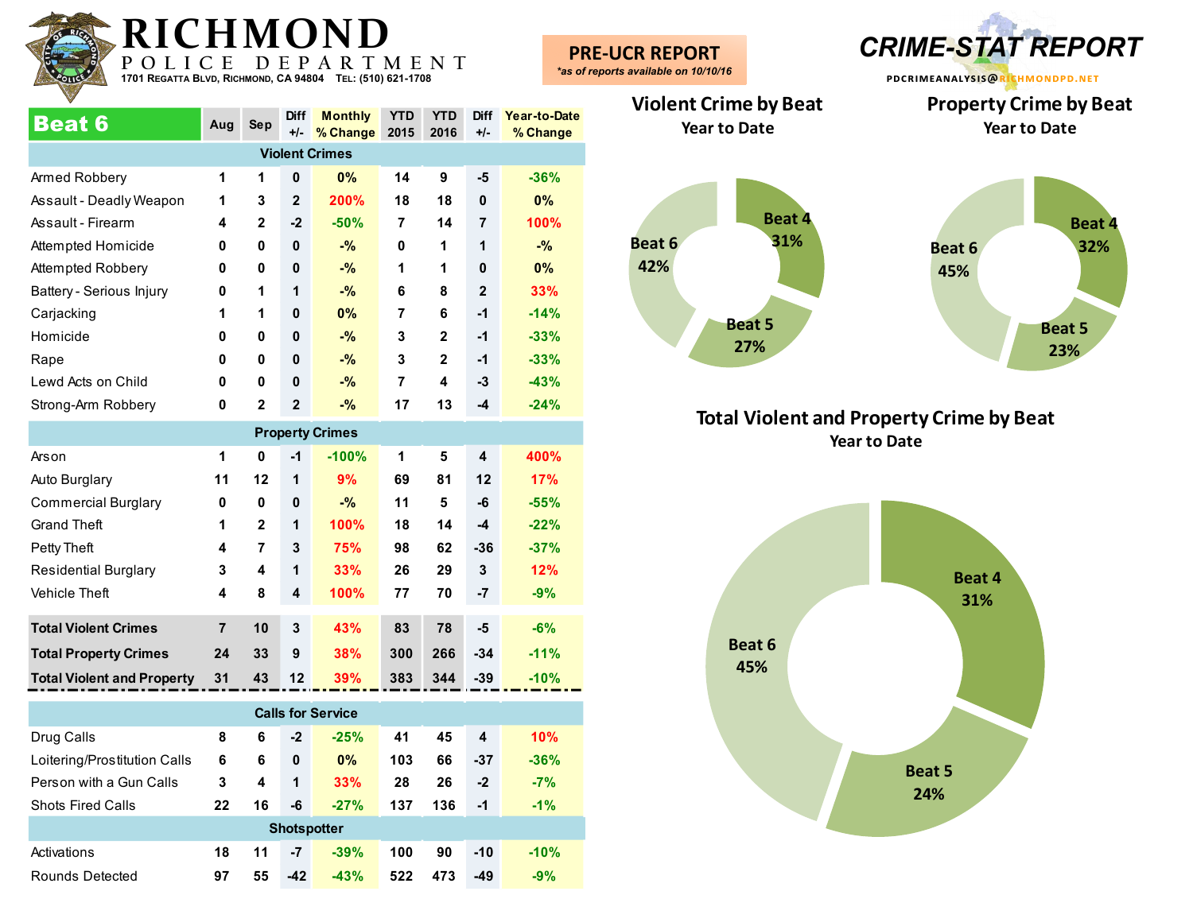# RICHMOND

POLICE DEPARTMENT

1701 Regatta Blvd, Richmond, CA 94804 Tel: (510) 621-1708

**PRE-UCR REPORT**

*as of reports available on 10/10/16*

**CRIME-STAT REPORT**

PDCRIMEANALYSIS@RICHMONDPD.NET

| Beat 6 | Aug | Sep | Diff +/- | Monthly % Change | YTD 2015 | YTD 2016 | Diff +/- | Year-to-Date % Change |
|---|---|---|---|---|---|---|---|---|
| **Violent Crimes** | | | | | | | | |
| Armed Robbery | 1 | 1 | 0 | 0% | 14 | 9 | -5 | -36% |
| Assault - Deadly Weapon | 1 | 3 | 2 | 200% | 18 | 18 | 0 | 0% |
| Assault - Firearm | 4 | 2 | -2 | -50% | 7 | 14 | 7 | 100% |
| Attempted Homicide | 0 | 0 | 0 | -% | 0 | 1 | 1 | -% |
| Attempted Robbery | 0 | 0 | 0 | -% | 1 | 1 | 0 | 0% |
| Battery - Serious Injury | 0 | 1 | 1 | -% | 6 | 8 | 2 | 33% |
| Carjacking | 1 | 1 | 0 | 0% | 7 | 6 | -1 | -14% |
| Homicide | 0 | 0 | 0 | -% | 3 | 2 | -1 | -33% |
| Rape | 0 | 0 | 0 | -% | 3 | 2 | -1 | -33% |
| Lewd Acts on Child | 0 | 0 | 0 | -% | 7 | 4 | -3 | -43% |
| Strong-Arm Robbery | 0 | 2 | 2 | -% | 17 | 13 | -4 | -24% |
| **Property Crimes** | | | | | | | | |
| Arson | 1 | 0 | -1 | -100% | 1 | 5 | 4 | 400% |
| Auto Burglary | 11 | 12 | 1 | 9% | 69 | 81 | 12 | 17% |
| Commercial Burglary | 0 | 0 | 0 | -% | 11 | 5 | -6 | -55% |
| Grand Theft | 1 | 2 | 1 | 100% | 18 | 14 | -4 | -22% |
| Petty Theft | 4 | 7 | 3 | 75% | 98 | 62 | -36 | -37% |
| Residential Burglary | 3 | 4 | 1 | 33% | 26 | 29 | 3 | 12% |
| Vehicle Theft | 4 | 8 | 4 | 100% | 77 | 70 | -7 | -9% |
| **Total Violent Crimes** | 7 | 10 | 3 | 43% | 83 | 78 | -5 | -6% |
| **Total Property Crimes** | 24 | 33 | 9 | 38% | 300 | 266 | -34 | -11% |
| **Total Violent and Property** | 31 | 43 | 12 | 39% | 383 | 344 | -39 | -10% |
| **Calls for Service** | | | | | | | | |
| Drug Calls | 8 | 6 | -2 | -25% | 41 | 45 | 4 | 10% |
| Loitering/Prostitution Calls | 6 | 6 | 0 | 0% | 103 | 66 | -37 | -36% |
| Person with a Gun Calls | 3 | 4 | 1 | 33% | 28 | 26 | -2 | -7% |
| Shots Fired Calls | 22 | 16 | -6 | -27% | 137 | 136 | -1 | -1% |
| **Shotspotter** | | | | | | | | |
| Activations | 18 | 11 | -7 | -39% | 100 | 90 | -10 | -10% |
| Rounds Detected | 97 | 55 | -42 | -43% | 522 | 473 | -49 | -9% |

## Violent Crime by Beat
Year to Date

Beat 4: 31%, Beat 5: 27%, Beat 6: 42%

## Property Crime by Beat
Year to Date

Beat 4: 32%, Beat 5: 23%, Beat 6: 45%

## Total Violent and Property Crime by Beat
Year to Date

Beat 4: 31%, Beat 5: 24%, Beat 6: 45%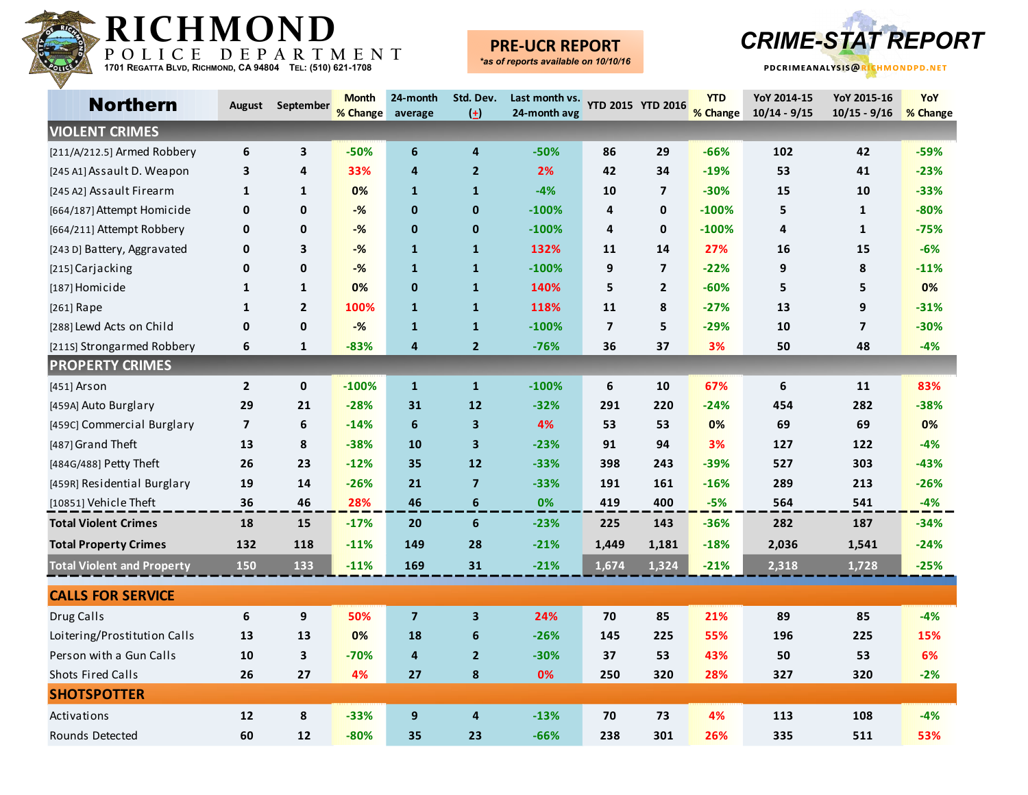# RICHMOND POLICE DEPARTMENT

1701 Regatta Blvd, Richmond, CA 94804 Tel: (510) 621-1708

**PRE-UCR REPORT**
*\*as of reports available on 10/10/16*

## CRIME-STAT REPORT

PDCRIMEANALYSIS@RICHMONDPD.NET

| Northern | August | September | Month % Change | 24-month average | Std. Dev. (+) | Last month vs. 24-month avg | YTD 2015 | YTD 2016 | YTD % Change | YoY 2014-15 10/14 - 9/15 | YoY 2015-16 10/15 - 9/16 | YoY % Change |
|---|---|---|---|---|---|---|---|---|---|---|---|---|
| **VIOLENT CRIMES** | | | | | | | | | | | | |
| [211/A/212.5] Armed Robbery | 6 | 3 | -50% | 6 | 4 | -50% | 86 | 29 | -66% | 102 | 42 | -59% |
| [245 A1] Assault D. Weapon | 3 | 4 | 33% | 4 | 2 | 2% | 42 | 34 | -19% | 53 | 41 | -23% |
| [245 A2] Assault Firearm | 1 | 1 | 0% | 1 | 1 | -4% | 10 | 7 | -30% | 15 | 10 | -33% |
| [664/187] Attempt Homicide | 0 | 0 | -% | 0 | 0 | -100% | 4 | 0 | -100% | 5 | 1 | -80% |
| [664/211] Attempt Robbery | 0 | 0 | -% | 0 | 0 | -100% | 4 | 0 | -100% | 4 | 1 | -75% |
| [243 D] Battery, Aggravated | 0 | 3 | -% | 1 | 1 | 132% | 11 | 14 | 27% | 16 | 15 | -6% |
| [215] Carjacking | 0 | 0 | -% | 1 | 1 | -100% | 9 | 7 | -22% | 9 | 8 | -11% |
| [187] Homicide | 1 | 1 | 0% | 0 | 1 | 140% | 5 | 2 | -60% | 5 | 5 | 0% |
| [261] Rape | 1 | 2 | 100% | 1 | 1 | 118% | 11 | 8 | -27% | 13 | 9 | -31% |
| [288] Lewd Acts on Child | 0 | 0 | -% | 1 | 1 | -100% | 7 | 5 | -29% | 10 | 7 | -30% |
| [211S] Strongarmed Robbery | 6 | 1 | -83% | 4 | 2 | -76% | 36 | 37 | 3% | 50 | 48 | -4% |
| **PROPERTY CRIMES** | | | | | | | | | | | | |
| [451] Arson | 2 | 0 | -100% | 1 | 1 | -100% | 6 | 10 | 67% | 6 | 11 | 83% |
| [459A] Auto Burglary | 29 | 21 | -28% | 31 | 12 | -32% | 291 | 220 | -24% | 454 | 282 | -38% |
| [459C] Commercial Burglary | 7 | 6 | -14% | 6 | 3 | 4% | 53 | 53 | 0% | 69 | 69 | 0% |
| [487] Grand Theft | 13 | 8 | -38% | 10 | 3 | -23% | 91 | 94 | 3% | 127 | 122 | -4% |
| [484G/488] Petty Theft | 26 | 23 | -12% | 35 | 12 | -33% | 398 | 243 | -39% | 527 | 303 | -43% |
| [459R] Residential Burglary | 19 | 14 | -26% | 21 | 7 | -33% | 191 | 161 | -16% | 289 | 213 | -26% |
| [10851] Vehicle Theft | 36 | 46 | 28% | 46 | 6 | 0% | 419 | 400 | -5% | 564 | 541 | -4% |
| **Total Violent Crimes** | 18 | 15 | -17% | 20 | 6 | -23% | 225 | 143 | -36% | 282 | 187 | -34% |
| **Total Property Crimes** | 132 | 118 | -11% | 149 | 28 | -21% | 1,449 | 1,181 | -18% | 2,036 | 1,541 | -24% |
| **Total Violent and Property** | 150 | 133 | -11% | 169 | 31 | -21% | 1,674 | 1,324 | -21% | 2,318 | 1,728 | -25% |
| **CALLS FOR SERVICE** | | | | | | | | | | | | |
| Drug Calls | 6 | 9 | 50% | 7 | 3 | 24% | 70 | 85 | 21% | 89 | 85 | -4% |
| Loitering/Prostitution Calls | 13 | 13 | 0% | 18 | 6 | -26% | 145 | 225 | 55% | 196 | 225 | 15% |
| Person with a Gun Calls | 10 | 3 | -70% | 4 | 2 | -30% | 37 | 53 | 43% | 50 | 53 | 6% |
| Shots Fired Calls | 26 | 27 | 4% | 27 | 8 | 0% | 250 | 320 | 28% | 327 | 320 | -2% |
| **SHOTSPOTTER** | | | | | | | | | | | | |
| Activations | 12 | 8 | -33% | 9 | 4 | -13% | 70 | 73 | 4% | 113 | 108 | -4% |
| Rounds Detected | 60 | 12 | -80% | 35 | 23 | -66% | 238 | 301 | 26% | 335 | 511 | 53% |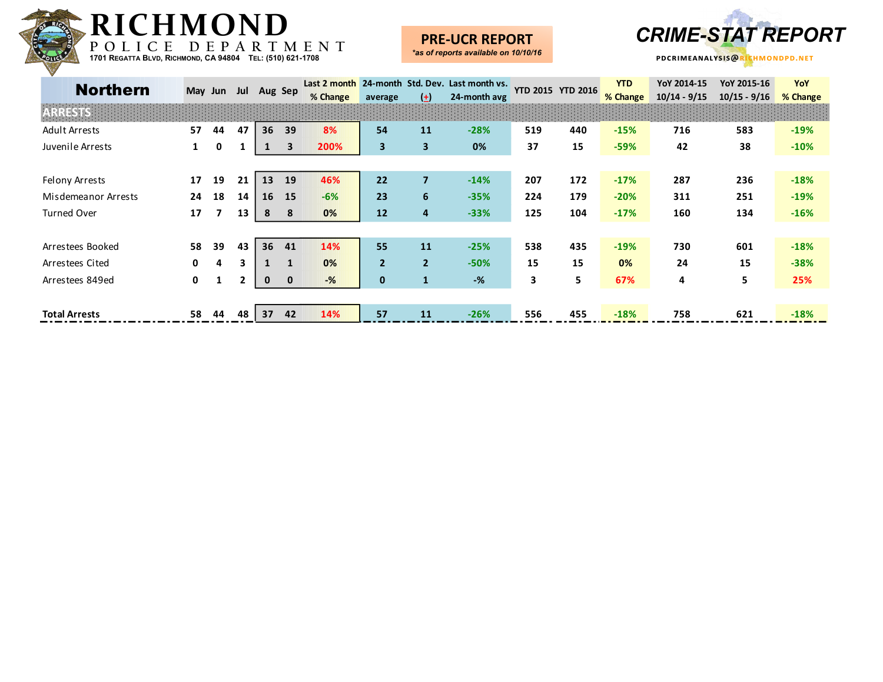# RICHMOND POLICE DEPARTMENT

1701 Regatta Blvd, Richmond, CA 94804 Tel: (510) 621-1708

**PRE-UCR REPORT**
*\*as of reports available on 10/10/16*

**CRIME-STAT REPORT**

PDCRIMEANALYSIS@RICHMONDPD.NET

| Northern | May | Jun | Jul | Aug | Sep | Last 2 month % Change | 24-month average | Std. Dev. (+) | Last month vs. 24-month avg | YTD 2015 | YTD 2016 | YTD % Change | YoY 2014-15 10/14 - 9/15 | YoY 2015-16 10/15 - 9/16 | YoY % Change |
|---|---|---|---|---|---|---|---|---|---|---|---|---|---|---|---|
| **ARRESTS** | | | | | | | | | | | | | | | |
| Adult Arrests | 57 | 44 | 47 | 36 | 39 | 8% | 54 | 11 | -28% | 519 | 440 | -15% | 716 | 583 | -19% |
| Juvenile Arrests | 1 | 0 | 1 | 1 | 3 | 200% | 3 | 3 | 0% | 37 | 15 | -59% | 42 | 38 | -10% |
| | | | | | | | | | | | | | | | |
| Felony Arrests | 17 | 19 | 21 | 13 | 19 | 46% | 22 | 7 | -14% | 207 | 172 | -17% | 287 | 236 | -18% |
| Misdemeanor Arrests | 24 | 18 | 14 | 16 | 15 | -6% | 23 | 6 | -35% | 224 | 179 | -20% | 311 | 251 | -19% |
| Turned Over | 17 | 7 | 13 | 8 | 8 | 0% | 12 | 4 | -33% | 125 | 104 | -17% | 160 | 134 | -16% |
| | | | | | | | | | | | | | | | |
| Arrestees Booked | 58 | 39 | 43 | 36 | 41 | 14% | 55 | 11 | -25% | 538 | 435 | -19% | 730 | 601 | -18% |
| Arrestees Cited | 0 | 4 | 3 | 1 | 1 | 0% | 2 | 2 | -50% | 15 | 15 | 0% | 24 | 15 | -38% |
| Arrestees 849ed | 0 | 1 | 2 | 0 | 0 | -% | 0 | 1 | -% | 3 | 5 | 67% | 4 | 5 | 25% |
| | | | | | | | | | | | | | | | |
| **Total Arrests** | 58 | 44 | 48 | 37 | 42 | 14% | 57 | 11 | -26% | 556 | 455 | -18% | 758 | 621 | -18% |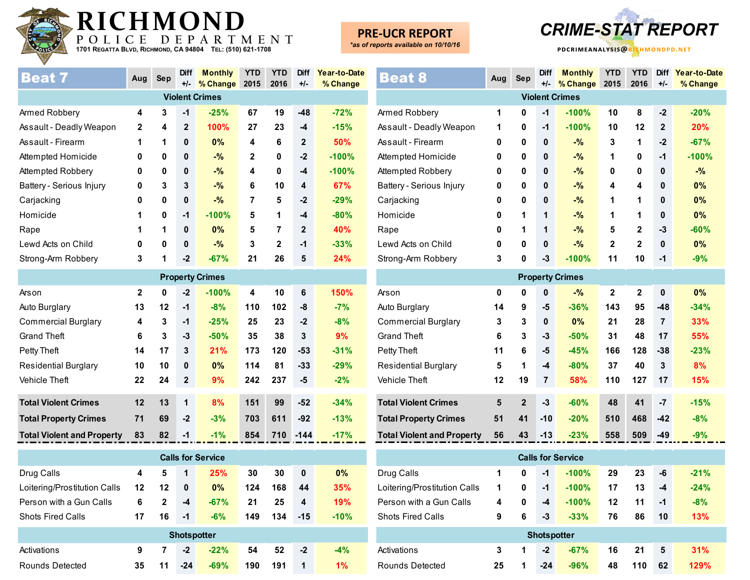# RICHMOND

POLICE DEPARTMENT

1701 Regatta Blvd, Richmond, CA 94804 Tel: (510) 621-1708

**PRE-UCR REPORT**

*as of reports available on 10/10/16*

**CRIME-STAT REPORT**

PDCRIMEANALYSIS@RICHMONDPD.NET

## Beat 7

| Beat 7 | Aug | Sep | Diff +/- | Monthly % Change | YTD 2015 | YTD 2016 | Diff +/- | Year-to-Date % Change |
|---|---|---|---|---|---|---|---|---|
| **Violent Crimes** | | | | | | | | |
| Armed Robbery | 4 | 3 | -1 | -25% | 67 | 19 | -48 | -72% |
| Assault - Deadly Weapon | 2 | 4 | 2 | 100% | 27 | 23 | -4 | -15% |
| Assault - Firearm | 1 | 1 | 0 | 0% | 4 | 6 | 2 | 50% |
| Attempted Homicide | 0 | 0 | 0 | -% | 2 | 0 | -2 | -100% |
| Attempted Robbery | 0 | 0 | 0 | -% | 4 | 0 | -4 | -100% |
| Battery - Serious Injury | 0 | 3 | 3 | -% | 6 | 10 | 4 | 67% |
| Carjacking | 0 | 0 | 0 | -% | 7 | 5 | -2 | -29% |
| Homicide | 1 | 0 | -1 | -100% | 5 | 1 | -4 | -80% |
| Rape | 1 | 1 | 0 | 0% | 5 | 7 | 2 | 40% |
| Lewd Acts on Child | 0 | 0 | 0 | -% | 3 | 2 | -1 | -33% |
| Strong-Arm Robbery | 3 | 1 | -2 | -67% | 21 | 26 | 5 | 24% |
| **Property Crimes** | | | | | | | | |
| Arson | 2 | 0 | -2 | -100% | 4 | 10 | 6 | 150% |
| Auto Burglary | 13 | 12 | -1 | -8% | 110 | 102 | -8 | -7% |
| Commercial Burglary | 4 | 3 | -1 | -25% | 25 | 23 | -2 | -8% |
| Grand Theft | 6 | 3 | -3 | -50% | 35 | 38 | 3 | 9% |
| Petty Theft | 14 | 17 | 3 | 21% | 173 | 120 | -53 | -31% |
| Residential Burglary | 10 | 10 | 0 | 0% | 114 | 81 | -33 | -29% |
| Vehicle Theft | 22 | 24 | 2 | 9% | 242 | 237 | -5 | -2% |
| **Total Violent Crimes** | 12 | 13 | 1 | 8% | 151 | 99 | -52 | -34% |
| **Total Property Crimes** | 71 | 69 | -2 | -3% | 703 | 611 | -92 | -13% |
| **Total Violent and Property** | 83 | 82 | -1 | -1% | 854 | 710 | -144 | -17% |
| **Calls for Service** | | | | | | | | |
| Drug Calls | 4 | 5 | 1 | 25% | 30 | 30 | 0 | 0% |
| Loitering/Prostitution Calls | 12 | 12 | 0 | 0% | 124 | 168 | 44 | 35% |
| Person with a Gun Calls | 6 | 2 | -4 | -67% | 21 | 25 | 4 | 19% |
| Shots Fired Calls | 17 | 16 | -1 | -6% | 149 | 134 | -15 | -10% |
| **Shotspotter** | | | | | | | | |
| Activations | 9 | 7 | -2 | -22% | 54 | 52 | -2 | -4% |
| Rounds Detected | 35 | 11 | -24 | -69% | 190 | 191 | 1 | 1% |

## Beat 8

| Beat 8 | Aug | Sep | Diff +/- | Monthly % Change | YTD 2015 | YTD 2016 | Diff +/- | Year-to-Date % Change |
|---|---|---|---|---|---|---|---|---|
| **Violent Crimes** | | | | | | | | |
| Armed Robbery | 1 | 0 | -1 | -100% | 10 | 8 | -2 | -20% |
| Assault - Deadly Weapon | 1 | 0 | -1 | -100% | 10 | 12 | 2 | 20% |
| Assault - Firearm | 0 | 0 | 0 | -% | 3 | 1 | -2 | -67% |
| Attempted Homicide | 0 | 0 | 0 | -% | 1 | 0 | -1 | -100% |
| Attempted Robbery | 0 | 0 | 0 | -% | 0 | 0 | 0 | -% |
| Battery - Serious Injury | 0 | 0 | 0 | -% | 4 | 4 | 0 | 0% |
| Carjacking | 0 | 0 | 0 | -% | 1 | 1 | 0 | 0% |
| Homicide | 0 | 1 | 1 | -% | 1 | 1 | 0 | 0% |
| Rape | 0 | 1 | 1 | -% | 5 | 2 | -3 | -60% |
| Lewd Acts on Child | 0 | 0 | 0 | -% | 2 | 2 | 0 | 0% |
| Strong-Arm Robbery | 3 | 0 | -3 | -100% | 11 | 10 | -1 | -9% |
| **Property Crimes** | | | | | | | | |
| Arson | 0 | 0 | 0 | -% | 2 | 2 | 0 | 0% |
| Auto Burglary | 14 | 9 | -5 | -36% | 143 | 95 | -48 | -34% |
| Commercial Burglary | 3 | 3 | 0 | 0% | 21 | 28 | 7 | 33% |
| Grand Theft | 6 | 3 | -3 | -50% | 31 | 48 | 17 | 55% |
| Petty Theft | 11 | 6 | -5 | -45% | 166 | 128 | -38 | -23% |
| Residential Burglary | 5 | 1 | -4 | -80% | 37 | 40 | 3 | 8% |
| Vehicle Theft | 12 | 19 | 7 | 58% | 110 | 127 | 17 | 15% |
| **Total Violent Crimes** | 5 | 2 | -3 | -60% | 48 | 41 | -7 | -15% |
| **Total Property Crimes** | 51 | 41 | -10 | -20% | 510 | 468 | -42 | -8% |
| **Total Violent and Property** | 56 | 43 | -13 | -23% | 558 | 509 | -49 | -9% |
| **Calls for Service** | | | | | | | | |
| Drug Calls | 1 | 0 | -1 | -100% | 29 | 23 | -6 | -21% |
| Loitering/Prostitution Calls | 1 | 0 | -1 | -100% | 17 | 13 | -4 | -24% |
| Person with a Gun Calls | 4 | 0 | -4 | -100% | 12 | 11 | -1 | -8% |
| Shots Fired Calls | 9 | 6 | -3 | -33% | 76 | 86 | 10 | 13% |
| **Shotspotter** | | | | | | | | |
| Activations | 3 | 1 | -2 | -67% | 16 | 21 | 5 | 31% |
| Rounds Detected | 25 | 1 | -24 | -96% | 48 | 110 | 62 | 129% |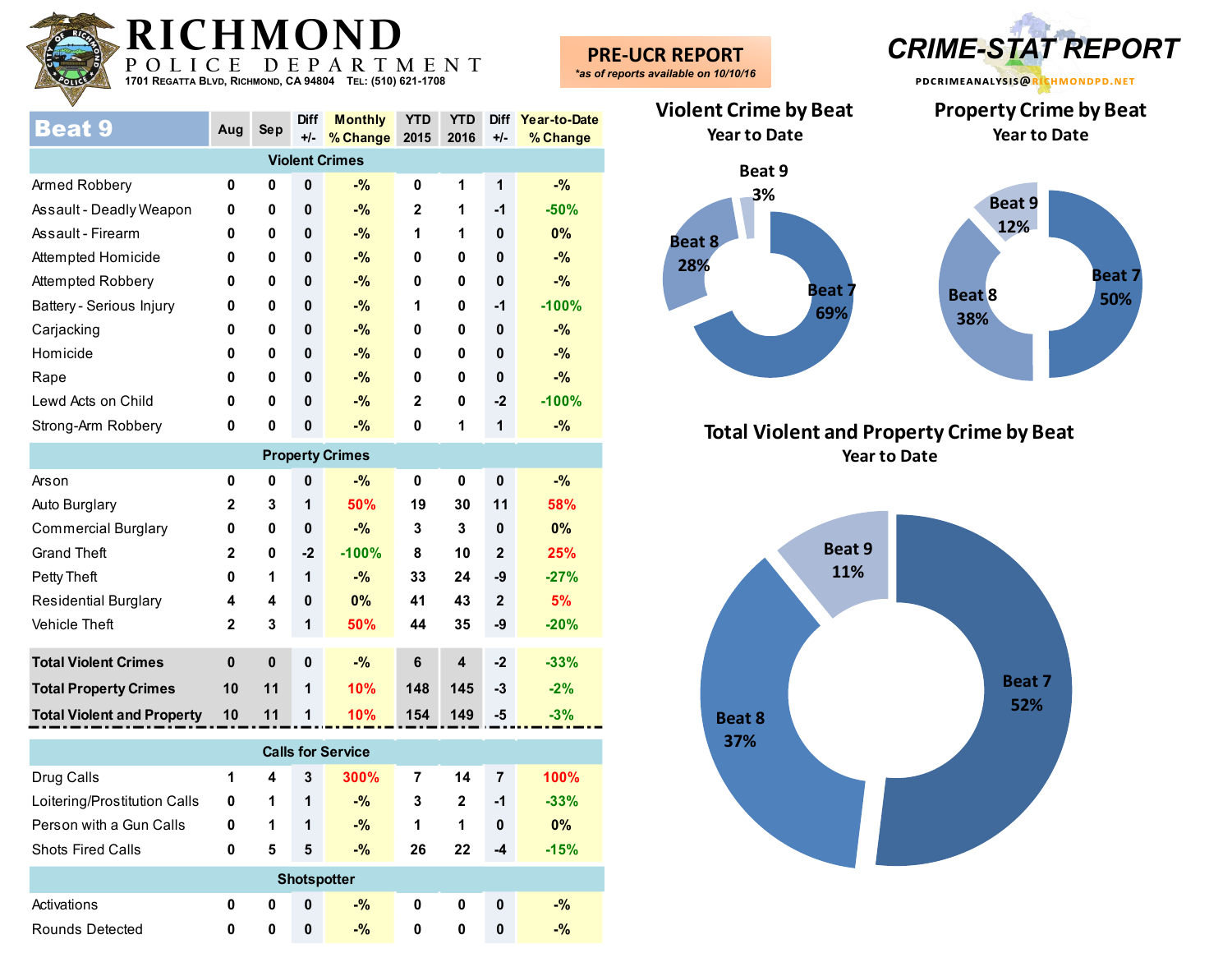# RICHMOND POLICE DEPARTMENT

1701 Regatta Blvd, Richmond, CA 94804 Tel: (510) 621-1708

**PRE-UCR REPORT**
*as of reports available on 10/10/16*

**CRIME-STAT REPORT**

PDCRIMEANALYSIS@RICHMONDPD.NET

| Beat 9 | Aug | Sep | Diff +/- | Monthly % Change | YTD 2015 | YTD 2016 | Diff +/- | Year-to-Date % Change |
|---|---|---|---|---|---|---|---|---|
| **Violent Crimes** | | | | | | | | |
| Armed Robbery | 0 | 0 | 0 | -% | 0 | 1 | 1 | -% |
| Assault - Deadly Weapon | 0 | 0 | 0 | -% | 2 | 1 | -1 | -50% |
| Assault - Firearm | 0 | 0 | 0 | -% | 1 | 1 | 0 | 0% |
| Attempted Homicide | 0 | 0 | 0 | -% | 0 | 0 | 0 | -% |
| Attempted Robbery | 0 | 0 | 0 | -% | 0 | 0 | 0 | -% |
| Battery - Serious Injury | 0 | 0 | 0 | -% | 1 | 0 | -1 | -100% |
| Carjacking | 0 | 0 | 0 | -% | 0 | 0 | 0 | -% |
| Homicide | 0 | 0 | 0 | -% | 0 | 0 | 0 | -% |
| Rape | 0 | 0 | 0 | -% | 0 | 0 | 0 | -% |
| Lewd Acts on Child | 0 | 0 | 0 | -% | 2 | 0 | -2 | -100% |
| Strong-Arm Robbery | 0 | 0 | 0 | -% | 0 | 1 | 1 | -% |
| **Property Crimes** | | | | | | | | |
| Arson | 0 | 0 | 0 | -% | 0 | 0 | 0 | -% |
| Auto Burglary | 2 | 3 | 1 | 50% | 19 | 30 | 11 | 58% |
| Commercial Burglary | 0 | 0 | 0 | -% | 3 | 3 | 0 | 0% |
| Grand Theft | 2 | 0 | -2 | -100% | 8 | 10 | 2 | 25% |
| Petty Theft | 0 | 1 | 1 | -% | 33 | 24 | -9 | -27% |
| Residential Burglary | 4 | 4 | 0 | 0% | 41 | 43 | 2 | 5% |
| Vehicle Theft | 2 | 3 | 1 | 50% | 44 | 35 | -9 | -20% |
| **Total Violent Crimes** | 0 | 0 | 0 | -% | 6 | 4 | -2 | -33% |
| **Total Property Crimes** | 10 | 11 | 1 | 10% | 148 | 145 | -3 | -2% |
| **Total Violent and Property** | 10 | 11 | 1 | 10% | 154 | 149 | -5 | -3% |
| **Calls for Service** | | | | | | | | |
| Drug Calls | 1 | 4 | 3 | 300% | 7 | 14 | 7 | 100% |
| Loitering/Prostitution Calls | 0 | 1 | 1 | -% | 3 | 2 | -1 | -33% |
| Person with a Gun Calls | 0 | 1 | 1 | -% | 1 | 1 | 0 | 0% |
| Shots Fired Calls | 0 | 5 | 5 | -% | 26 | 22 | -4 | -15% |
| **Shotspotter** | | | | | | | | |
| Activations | 0 | 0 | 0 | -% | 0 | 0 | 0 | -% |
| Rounds Detected | 0 | 0 | 0 | -% | 0 | 0 | 0 | -% |

**Violent Crime by Beat**
Year to Date

Beat 9
3%
Beat 8
28%
Beat 7
69%

**Property Crime by Beat**
Year to Date

Beat 9
12%
Beat 8
38%
Beat 7
50%

**Total Violent and Property Crime by Beat**
Year to Date

Beat 9
11%
Beat 8
37%
Beat 7
52%